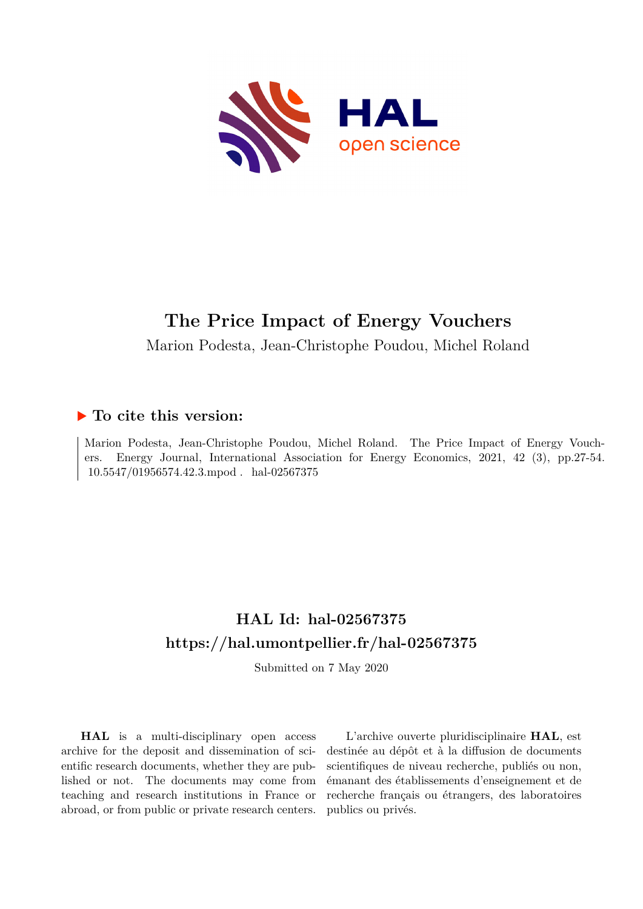# The Price Impact of Energy Vouchers

Marion Podesta, Jean-Christophe Poudou, Michel Roland

## ▶ To cite this version:

Marion Podesta, Jean-Christophe Poudou, Michel Roland. The Price Impact of Energy Vouchers. Energy Journal, International Association for Energy Economics, 2021, 42 (3), pp.27-54. 10.5547/01956574.42.3.mpod . hal-02567375

## HAL Id: hal-02567375
## https://hal.umontpellier.fr/hal-02567375

Submitted on 7 May 2020

**HAL** is a multi-disciplinary open access archive for the deposit and dissemination of scientific research documents, whether they are published or not. The documents may come from teaching and research institutions in France or abroad, or from public or private research centers.

L'archive ouverte pluridisciplinaire **HAL**, est destinée au dépôt et à la diffusion de documents scientifiques de niveau recherche, publiés ou non, émanant des établissements d'enseignement et de recherche français ou étrangers, des laboratoires publics ou privés.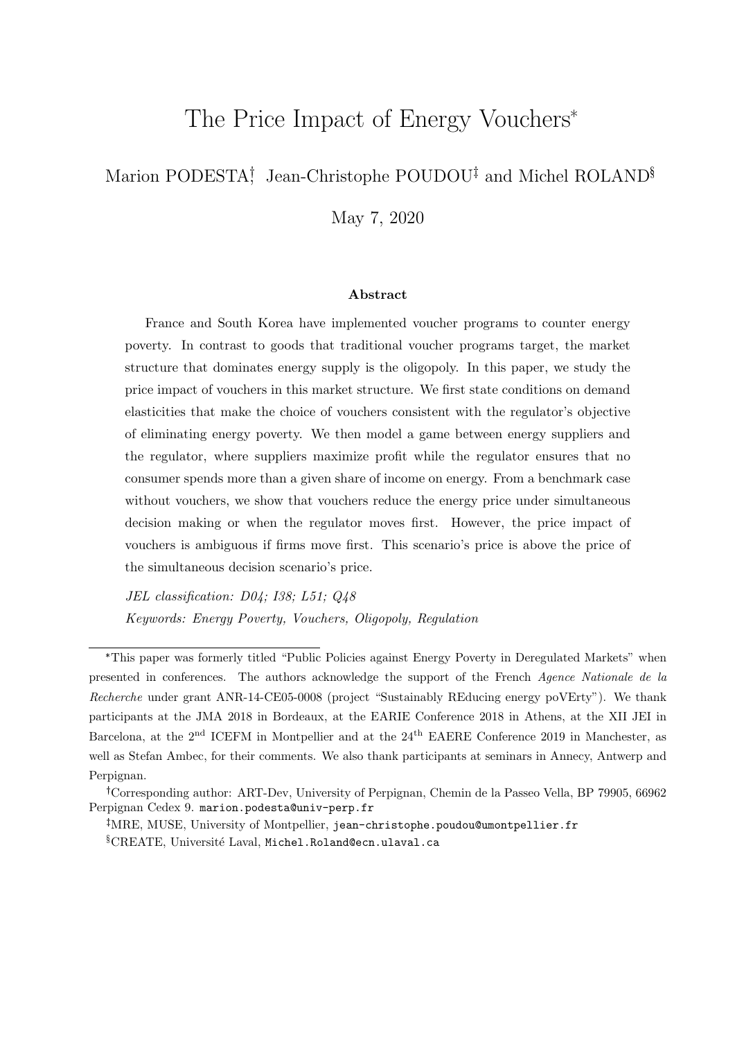# The Price Impact of Energy Vouchers*

Marion PODESTA[†], Jean-Christophe POUDOU[‡] and Michel ROLAND[§]

May 7, 2020

### Abstract

France and South Korea have implemented voucher programs to counter energy poverty. In contrast to goods that traditional voucher programs target, the market structure that dominates energy supply is the oligopoly. In this paper, we study the price impact of vouchers in this market structure. We first state conditions on demand elasticities that make the choice of vouchers consistent with the regulator's objective of eliminating energy poverty. We then model a game between energy suppliers and the regulator, where suppliers maximize profit while the regulator ensures that no consumer spends more than a given share of income on energy. From a benchmark case without vouchers, we show that vouchers reduce the energy price under simultaneous decision making or when the regulator moves first. However, the price impact of vouchers is ambiguous if firms move first. This scenario's price is above the price of the simultaneous decision scenario's price.

*JEL classification: D04; I38; L51; Q48*

*Keywords: Energy Poverty, Vouchers, Oligopoly, Regulation*

---

*This paper was formerly titled "Public Policies against Energy Poverty in Deregulated Markets" when presented in conferences. The authors acknowledge the support of the French *Agence Nationale de la Recherche* under grant ANR-14-CE05-0008 (project "Sustainably REducing energy poVErty"). We thank participants at the JMA 2018 in Bordeaux, at the EARIE Conference 2018 in Athens, at the XII JEI in Barcelona, at the 2nd ICEFM in Montpellier and at the 24th EAERE Conference 2019 in Manchester, as well as Stefan Ambec, for their comments. We also thank participants at seminars in Annecy, Antwerp and Perpignan.

†Corresponding author: ART-Dev, University of Perpignan, Chemin de la Passeo Vella, BP 79905, 66962 Perpignan Cedex 9. marion.podesta@univ-perp.fr

‡MRE, MUSE, University of Montpellier, jean-christophe.poudou@umontpellier.fr

§CREATE, Université Laval, Michel.Roland@ecn.ulaval.ca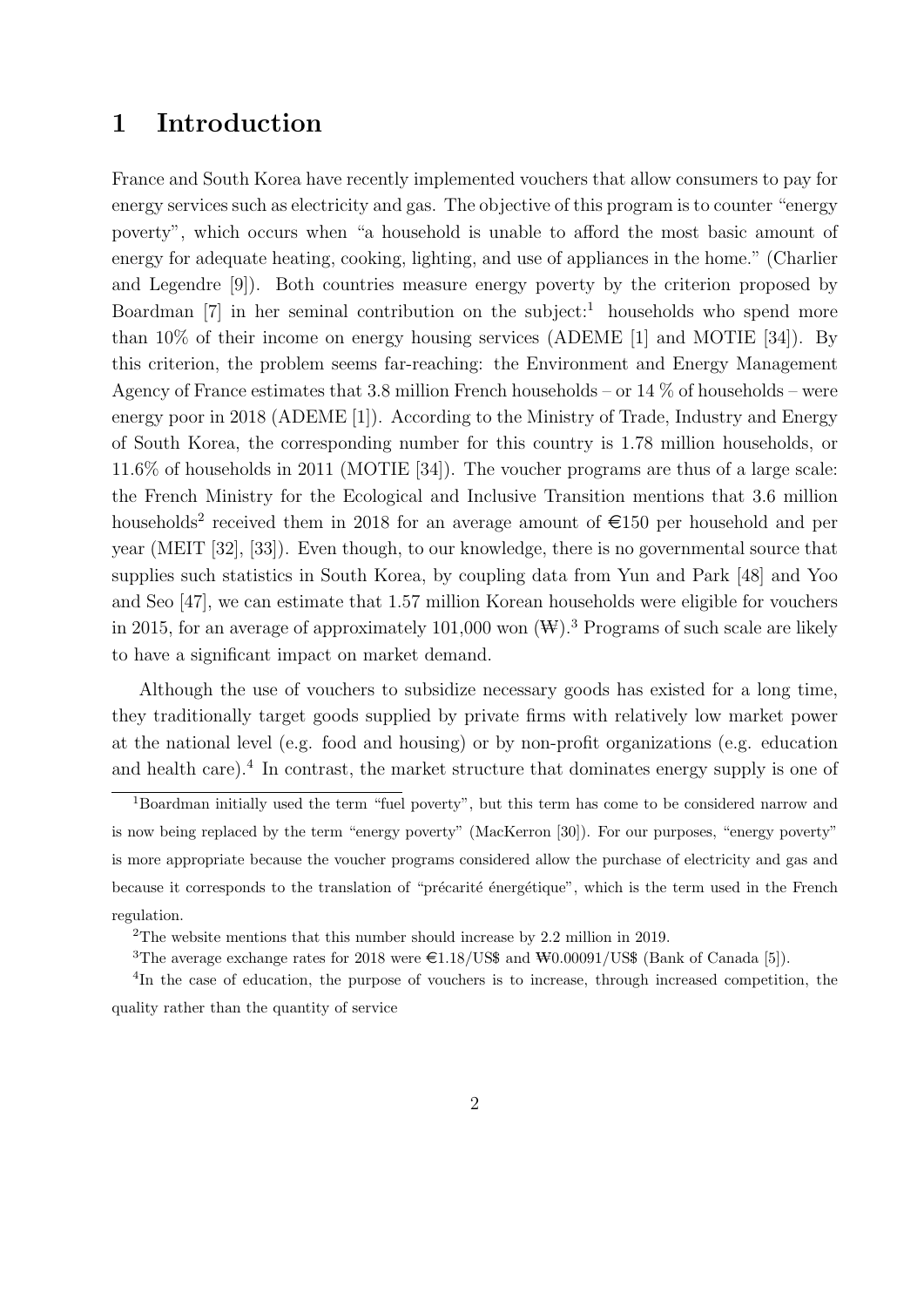# 1 Introduction

France and South Korea have recently implemented vouchers that allow consumers to pay for energy services such as electricity and gas. The objective of this program is to counter "energy poverty", which occurs when "a household is unable to afford the most basic amount of energy for adequate heating, cooking, lighting, and use of appliances in the home." (Charlier and Legendre [9]). Both countries measure energy poverty by the criterion proposed by Boardman [7] in her seminal contribution on the subject:[1] households who spend more than 10% of their income on energy housing services (ADEME [1] and MOTIE [34]). By this criterion, the problem seems far-reaching: the Environment and Energy Management Agency of France estimates that 3.8 million French households – or 14 % of households – were energy poor in 2018 (ADEME [1]). According to the Ministry of Trade, Industry and Energy of South Korea, the corresponding number for this country is 1.78 million households, or 11.6% of households in 2011 (MOTIE [34]). The voucher programs are thus of a large scale: the French Ministry for the Ecological and Inclusive Transition mentions that 3.6 million households[2] received them in 2018 for an average amount of €150 per household and per year (MEIT [32], [33]). Even though, to our knowledge, there is no governmental source that supplies such statistics in South Korea, by coupling data from Yun and Park [48] and Yoo and Seo [47], we can estimate that 1.57 million Korean households were eligible for vouchers in 2015, for an average of approximately 101,000 won (₩).[3] Programs of such scale are likely to have a significant impact on market demand.

Although the use of vouchers to subsidize necessary goods has existed for a long time, they traditionally target goods supplied by private firms with relatively low market power at the national level (e.g. food and housing) or by non-profit organizations (e.g. education and health care).[4] In contrast, the market structure that dominates energy supply is one of

[1] Boardman initially used the term "fuel poverty", but this term has come to be considered narrow and is now being replaced by the term "energy poverty" (MacKerron [30]). For our purposes, "energy poverty" is more appropriate because the voucher programs considered allow the purchase of electricity and gas and because it corresponds to the translation of "précarité énergétique", which is the term used in the French regulation.

[2] The website mentions that this number should increase by 2.2 million in 2019.

[3] The average exchange rates for 2018 were €1.18/US$ and ₩0.00091/US$ (Bank of Canada [5]).

[4] In the case of education, the purpose of vouchers is to increase, through increased competition, the quality rather than the quantity of service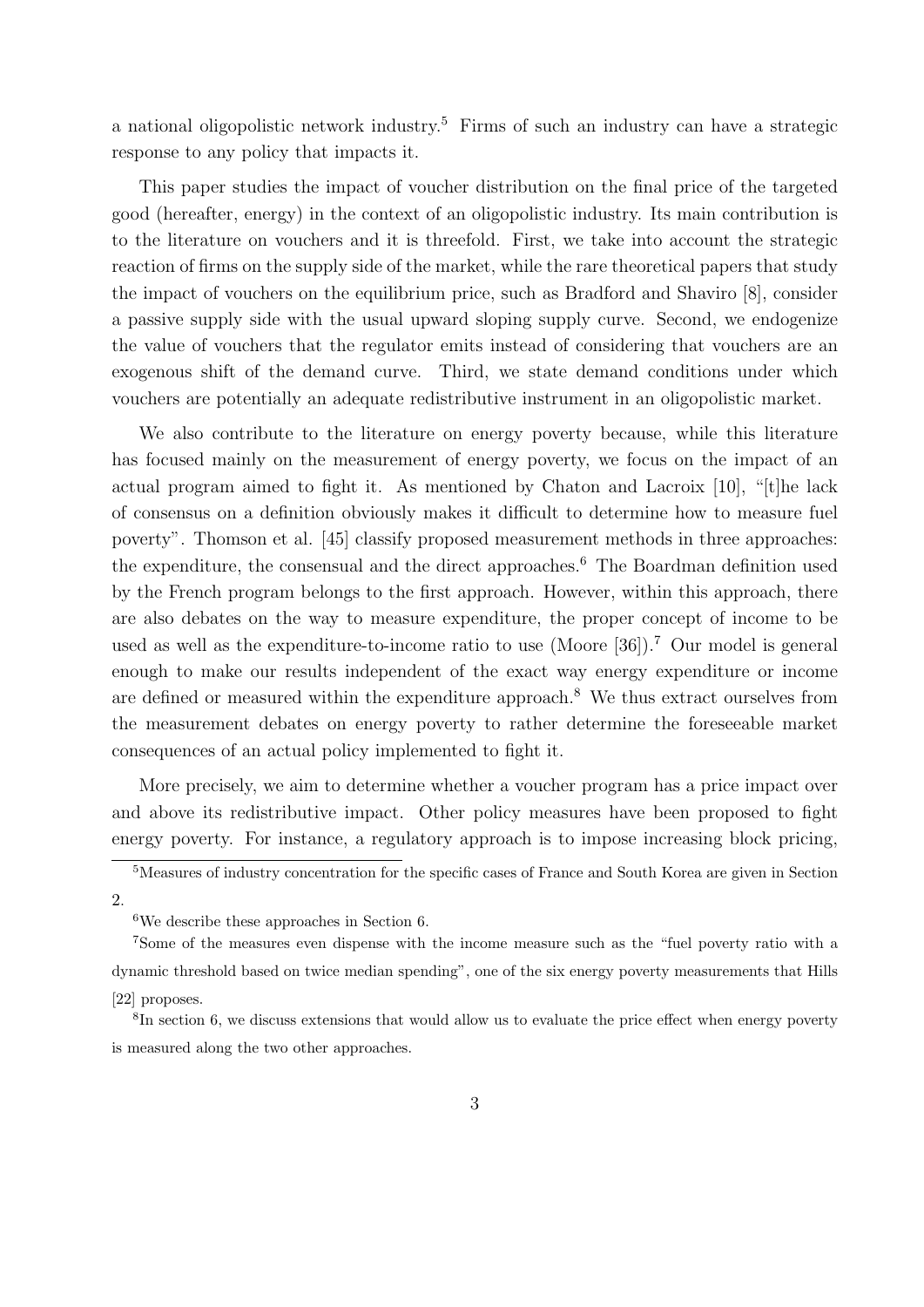a national oligopolistic network industry.[5] Firms of such an industry can have a strategic response to any policy that impacts it.

This paper studies the impact of voucher distribution on the final price of the targeted good (hereafter, energy) in the context of an oligopolistic industry. Its main contribution is to the literature on vouchers and it is threefold. First, we take into account the strategic reaction of firms on the supply side of the market, while the rare theoretical papers that study the impact of vouchers on the equilibrium price, such as Bradford and Shaviro [8], consider a passive supply side with the usual upward sloping supply curve. Second, we endogenize the value of vouchers that the regulator emits instead of considering that vouchers are an exogenous shift of the demand curve. Third, we state demand conditions under which vouchers are potentially an adequate redistributive instrument in an oligopolistic market.

We also contribute to the literature on energy poverty because, while this literature has focused mainly on the measurement of energy poverty, we focus on the impact of an actual program aimed to fight it. As mentioned by Chaton and Lacroix [10], "[t]he lack of consensus on a definition obviously makes it difficult to determine how to measure fuel poverty". Thomson et al. [45] classify proposed measurement methods in three approaches: the expenditure, the consensual and the direct approaches.[6] The Boardman definition used by the French program belongs to the first approach. However, within this approach, there are also debates on the way to measure expenditure, the proper concept of income to be used as well as the expenditure-to-income ratio to use (Moore [36]).[7] Our model is general enough to make our results independent of the exact way energy expenditure or income are defined or measured within the expenditure approach.[8] We thus extract ourselves from the measurement debates on energy poverty to rather determine the foreseeable market consequences of an actual policy implemented to fight it.

More precisely, we aim to determine whether a voucher program has a price impact over and above its redistributive impact. Other policy measures have been proposed to fight energy poverty. For instance, a regulatory approach is to impose increasing block pricing,

[5]Measures of industry concentration for the specific cases of France and South Korea are given in Section 2.

[6]We describe these approaches in Section 6.

[7]Some of the measures even dispense with the income measure such as the "fuel poverty ratio with a dynamic threshold based on twice median spending", one of the six energy poverty measurements that Hills [22] proposes.

[8]In section 6, we discuss extensions that would allow us to evaluate the price effect when energy poverty is measured along the two other approaches.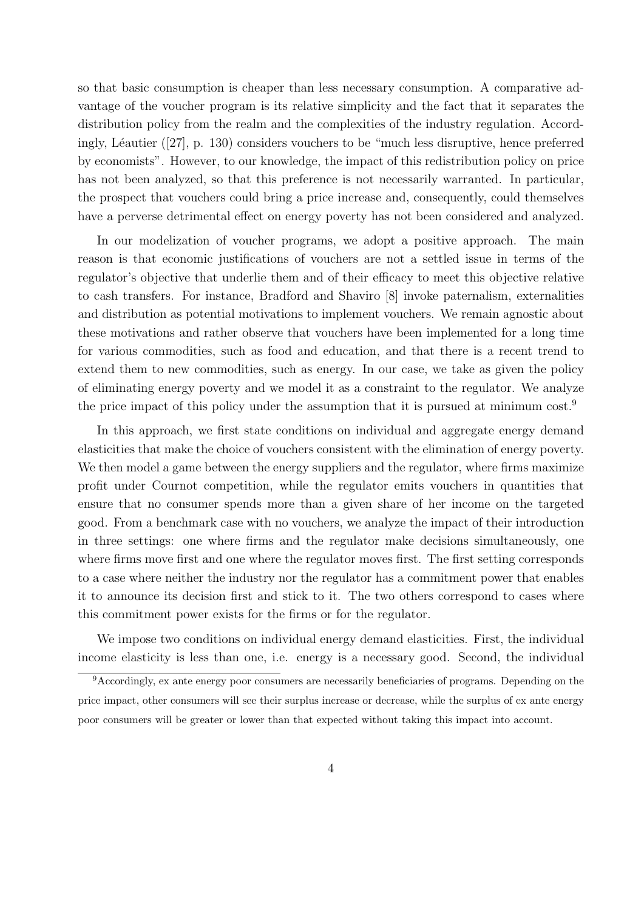so that basic consumption is cheaper than less necessary consumption. A comparative advantage of the voucher program is its relative simplicity and the fact that it separates the distribution policy from the realm and the complexities of the industry regulation. Accordingly, Léautier ([27], p. 130) considers vouchers to be "much less disruptive, hence preferred by economists". However, to our knowledge, the impact of this redistribution policy on price has not been analyzed, so that this preference is not necessarily warranted. In particular, the prospect that vouchers could bring a price increase and, consequently, could themselves have a perverse detrimental effect on energy poverty has not been considered and analyzed.

In our modelization of voucher programs, we adopt a positive approach. The main reason is that economic justifications of vouchers are not a settled issue in terms of the regulator's objective that underlie them and of their efficacy to meet this objective relative to cash transfers. For instance, Bradford and Shaviro [8] invoke paternalism, externalities and distribution as potential motivations to implement vouchers. We remain agnostic about these motivations and rather observe that vouchers have been implemented for a long time for various commodities, such as food and education, and that there is a recent trend to extend them to new commodities, such as energy. In our case, we take as given the policy of eliminating energy poverty and we model it as a constraint to the regulator. We analyze the price impact of this policy under the assumption that it is pursued at minimum cost.[9]

In this approach, we first state conditions on individual and aggregate energy demand elasticities that make the choice of vouchers consistent with the elimination of energy poverty. We then model a game between the energy suppliers and the regulator, where firms maximize profit under Cournot competition, while the regulator emits vouchers in quantities that ensure that no consumer spends more than a given share of her income on the targeted good. From a benchmark case with no vouchers, we analyze the impact of their introduction in three settings: one where firms and the regulator make decisions simultaneously, one where firms move first and one where the regulator moves first. The first setting corresponds to a case where neither the industry nor the regulator has a commitment power that enables it to announce its decision first and stick to it. The two others correspond to cases where this commitment power exists for the firms or for the regulator.

We impose two conditions on individual energy demand elasticities. First, the individual income elasticity is less than one, i.e. energy is a necessary good. Second, the individual

[9]Accordingly, ex ante energy poor consumers are necessarily beneficiaries of programs. Depending on the price impact, other consumers will see their surplus increase or decrease, while the surplus of ex ante energy poor consumers will be greater or lower than that expected without taking this impact into account.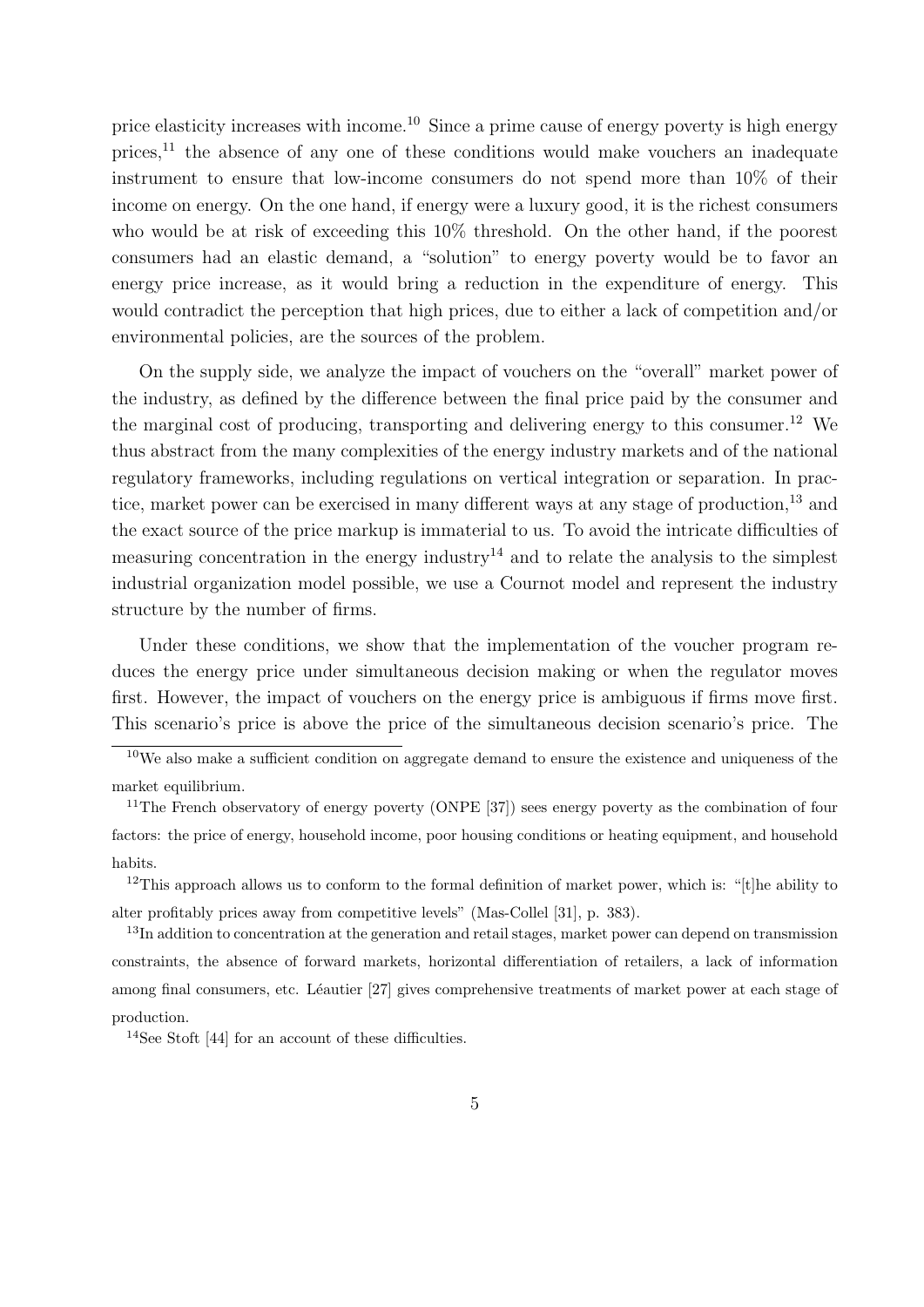price elasticity increases with income.[10] Since a prime cause of energy poverty is high energy prices,[11] the absence of any one of these conditions would make vouchers an inadequate instrument to ensure that low-income consumers do not spend more than 10% of their income on energy. On the one hand, if energy were a luxury good, it is the richest consumers who would be at risk of exceeding this 10% threshold. On the other hand, if the poorest consumers had an elastic demand, a "solution" to energy poverty would be to favor an energy price increase, as it would bring a reduction in the expenditure of energy. This would contradict the perception that high prices, due to either a lack of competition and/or environmental policies, are the sources of the problem.

On the supply side, we analyze the impact of vouchers on the "overall" market power of the industry, as defined by the difference between the final price paid by the consumer and the marginal cost of producing, transporting and delivering energy to this consumer.[12] We thus abstract from the many complexities of the energy industry markets and of the national regulatory frameworks, including regulations on vertical integration or separation. In practice, market power can be exercised in many different ways at any stage of production,[13] and the exact source of the price markup is immaterial to us. To avoid the intricate difficulties of measuring concentration in the energy industry[14] and to relate the analysis to the simplest industrial organization model possible, we use a Cournot model and represent the industry structure by the number of firms.

Under these conditions, we show that the implementation of the voucher program reduces the energy price under simultaneous decision making or when the regulator moves first. However, the impact of vouchers on the energy price is ambiguous if firms move first. This scenario's price is above the price of the simultaneous decision scenario's price. The

[10] We also make a sufficient condition on aggregate demand to ensure the existence and uniqueness of the market equilibrium.

[11] The French observatory of energy poverty (ONPE [37]) sees energy poverty as the combination of four factors: the price of energy, household income, poor housing conditions or heating equipment, and household habits.

[12] This approach allows us to conform to the formal definition of market power, which is: "[t]he ability to alter profitably prices away from competitive levels" (Mas-Collel [31], p. 383).

[13] In addition to concentration at the generation and retail stages, market power can depend on transmission constraints, the absence of forward markets, horizontal differentiation of retailers, a lack of information among final consumers, etc. Léautier [27] gives comprehensive treatments of market power at each stage of production.

[14] See Stoft [44] for an account of these difficulties.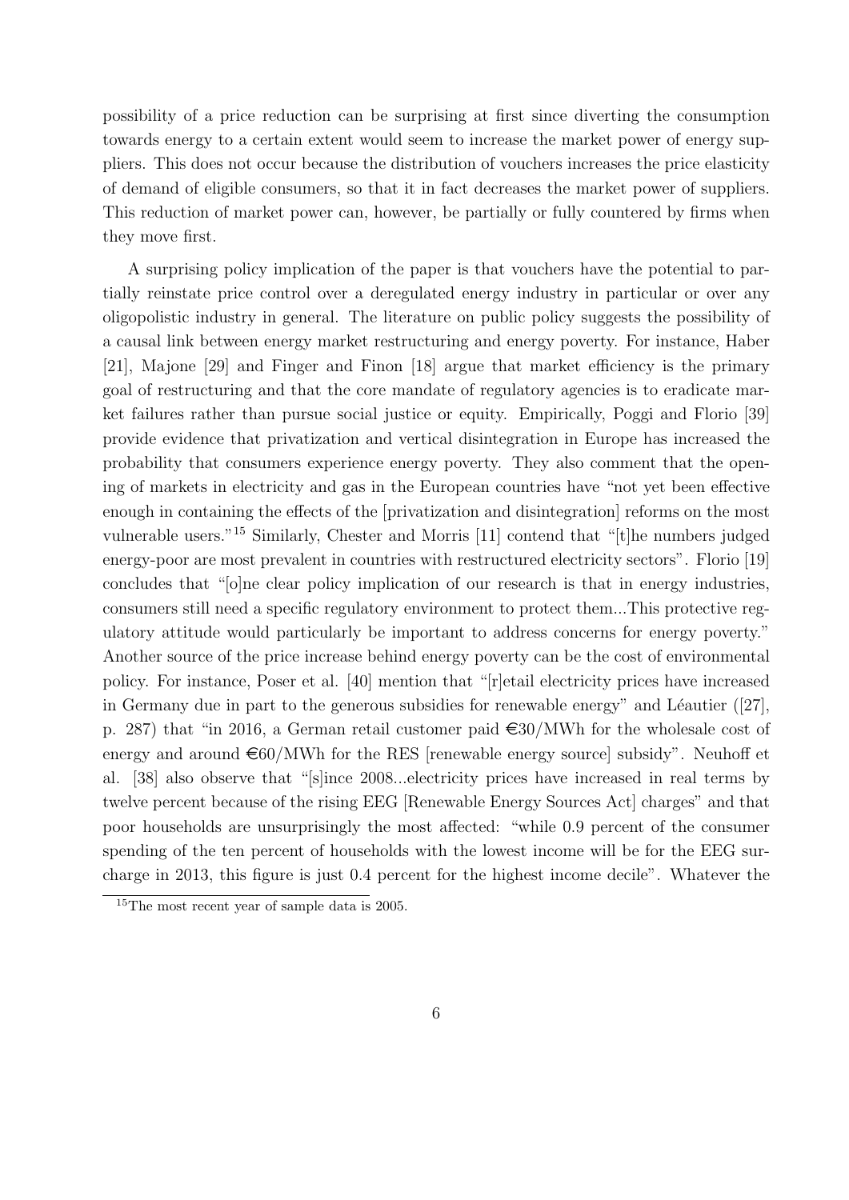possibility of a price reduction can be surprising at first since diverting the consumption towards energy to a certain extent would seem to increase the market power of energy suppliers. This does not occur because the distribution of vouchers increases the price elasticity of demand of eligible consumers, so that it in fact decreases the market power of suppliers. This reduction of market power can, however, be partially or fully countered by firms when they move first.

A surprising policy implication of the paper is that vouchers have the potential to partially reinstate price control over a deregulated energy industry in particular or over any oligopolistic industry in general. The literature on public policy suggests the possibility of a causal link between energy market restructuring and energy poverty. For instance, Haber [21], Majone [29] and Finger and Finon [18] argue that market efficiency is the primary goal of restructuring and that the core mandate of regulatory agencies is to eradicate market failures rather than pursue social justice or equity. Empirically, Poggi and Florio [39] provide evidence that privatization and vertical disintegration in Europe has increased the probability that consumers experience energy poverty. They also comment that the opening of markets in electricity and gas in the European countries have "not yet been effective enough in containing the effects of the [privatization and disintegration] reforms on the most vulnerable users."[15] Similarly, Chester and Morris [11] contend that "[t]he numbers judged energy-poor are most prevalent in countries with restructured electricity sectors". Florio [19] concludes that "[o]ne clear policy implication of our research is that in energy industries, consumers still need a specific regulatory environment to protect them...This protective regulatory attitude would particularly be important to address concerns for energy poverty." Another source of the price increase behind energy poverty can be the cost of environmental policy. For instance, Poser et al. [40] mention that "[r]etail electricity prices have increased in Germany due in part to the generous subsidies for renewable energy" and Léautier ([27], p. 287) that "in 2016, a German retail customer paid €30/MWh for the wholesale cost of energy and around €60/MWh for the RES [renewable energy source] subsidy". Neuhoff et al. [38] also observe that "[s]ince 2008...electricity prices have increased in real terms by twelve percent because of the rising EEG [Renewable Energy Sources Act] charges" and that poor households are unsurprisingly the most affected: "while 0.9 percent of the consumer spending of the ten percent of households with the lowest income will be for the EEG surcharge in 2013, this figure is just 0.4 percent for the highest income decile". Whatever the

[15] The most recent year of sample data is 2005.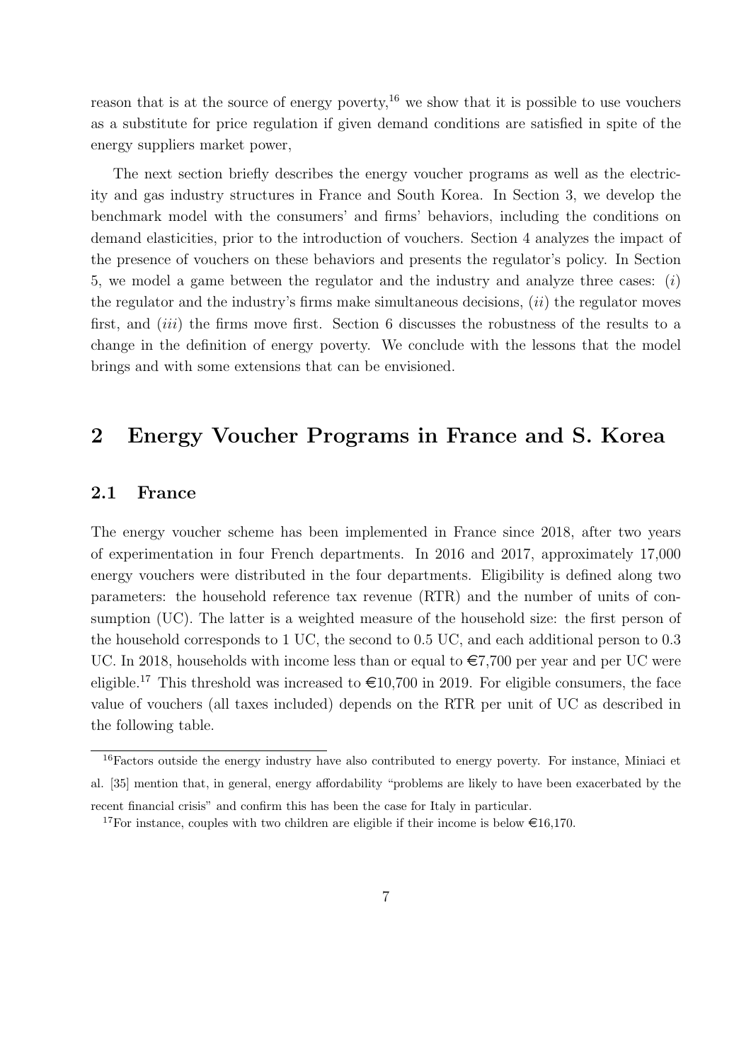reason that is at the source of energy poverty,[16] we show that it is possible to use vouchers as a substitute for price regulation if given demand conditions are satisfied in spite of the energy suppliers market power,

The next section briefly describes the energy voucher programs as well as the electricity and gas industry structures in France and South Korea. In Section 3, we develop the benchmark model with the consumers' and firms' behaviors, including the conditions on demand elasticities, prior to the introduction of vouchers. Section 4 analyzes the impact of the presence of vouchers on these behaviors and presents the regulator's policy. In Section 5, we model a game between the regulator and the industry and analyze three cases: (*i*) the regulator and the industry's firms make simultaneous decisions, (*ii*) the regulator moves first, and (*iii*) the firms move first. Section 6 discusses the robustness of the results to a change in the definition of energy poverty. We conclude with the lessons that the model brings and with some extensions that can be envisioned.

# 2 Energy Voucher Programs in France and S. Korea

## 2.1 France

The energy voucher scheme has been implemented in France since 2018, after two years of experimentation in four French departments. In 2016 and 2017, approximately 17,000 energy vouchers were distributed in the four departments. Eligibility is defined along two parameters: the household reference tax revenue (RTR) and the number of units of consumption (UC). The latter is a weighted measure of the household size: the first person of the household corresponds to 1 UC, the second to 0.5 UC, and each additional person to 0.3 UC. In 2018, households with income less than or equal to €7,700 per year and per UC were eligible.[17] This threshold was increased to €10,700 in 2019. For eligible consumers, the face value of vouchers (all taxes included) depends on the RTR per unit of UC as described in the following table.

[16] Factors outside the energy industry have also contributed to energy poverty. For instance, Miniaci et al. [35] mention that, in general, energy affordability "problems are likely to have been exacerbated by the recent financial crisis" and confirm this has been the case for Italy in particular.

[17] For instance, couples with two children are eligible if their income is below €16,170.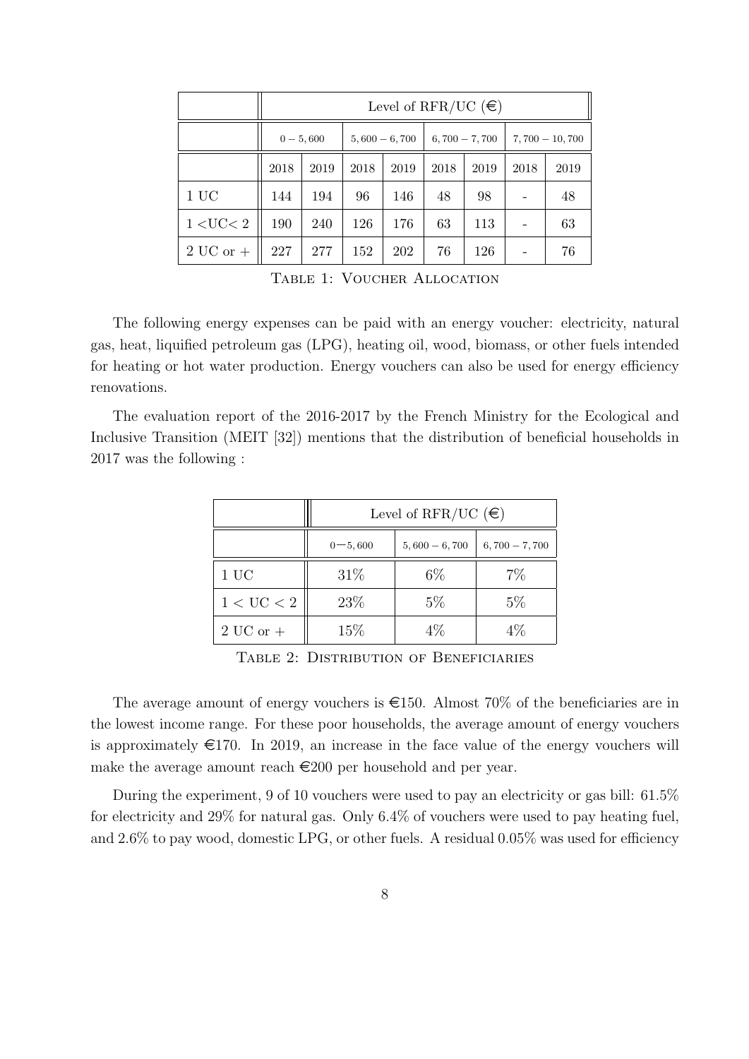| | Level of RFR/UC (€) | | | | | | | |
|---|---|---|---|---|---|---|---|---|
| | $0-5,600$ | | $5,600-6,700$ | | $6,700-7,700$ | | $7,700-10,700$ | |
| | 2018 | 2019 | 2018 | 2019 | 2018 | 2019 | 2018 | 2019 |
| 1 UC | 144 | 194 | 96 | 146 | 48 | 98 | - | 48 |
| 1 <UC< 2 | 190 | 240 | 126 | 176 | 63 | 113 | - | 63 |
| 2 UC or + | 227 | 277 | 152 | 202 | 76 | 126 | - | 76 |

Table 1: Voucher Allocation

The following energy expenses can be paid with an energy voucher: electricity, natural gas, heat, liquified petroleum gas (LPG), heating oil, wood, biomass, or other fuels intended for heating or hot water production. Energy vouchers can also be used for energy efficiency renovations.

The evaluation report of the 2016-2017 by the French Ministry for the Ecological and Inclusive Transition (MEIT [32]) mentions that the distribution of beneficial households in 2017 was the following :

| | Level of RFR/UC (€) | | |
|---|---|---|---|
| | $0-5,600$ | $5,600-6,700$ | $6,700-7,700$ |
| 1 UC | 31% | 6% | 7% |
| 1 < UC < 2 | 23% | 5% | 5% |
| 2 UC or + | 15% | 4% | 4% |

Table 2: Distribution of Beneficiaries

The average amount of energy vouchers is €150. Almost 70% of the beneficiaries are in the lowest income range. For these poor households, the average amount of energy vouchers is approximately €170. In 2019, an increase in the face value of the energy vouchers will make the average amount reach €200 per household and per year.

During the experiment, 9 of 10 vouchers were used to pay an electricity or gas bill: 61.5% for electricity and 29% for natural gas. Only 6.4% of vouchers were used to pay heating fuel, and 2.6% to pay wood, domestic LPG, or other fuels. A residual 0.05% was used for efficiency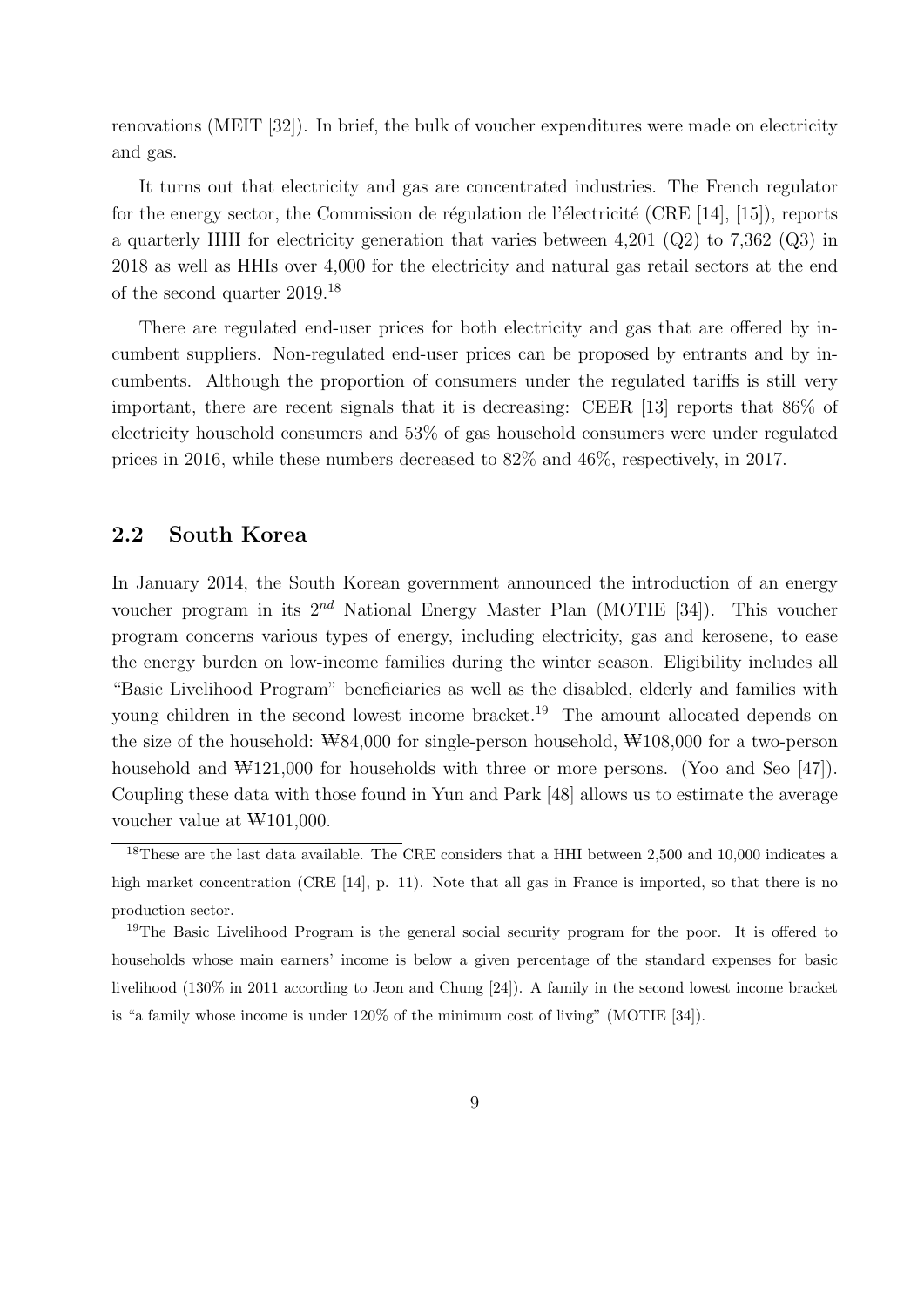renovations (MEIT [32]). In brief, the bulk of voucher expenditures were made on electricity and gas.

It turns out that electricity and gas are concentrated industries. The French regulator for the energy sector, the Commission de régulation de l'électricité (CRE [14], [15]), reports a quarterly HHI for electricity generation that varies between 4,201 (Q2) to 7,362 (Q3) in 2018 as well as HHIs over 4,000 for the electricity and natural gas retail sectors at the end of the second quarter 2019.[18]

There are regulated end-user prices for both electricity and gas that are offered by incumbent suppliers. Non-regulated end-user prices can be proposed by entrants and by incumbents. Although the proportion of consumers under the regulated tariffs is still very important, there are recent signals that it is decreasing: CEER [13] reports that 86% of electricity household consumers and 53% of gas household consumers were under regulated prices in 2016, while these numbers decreased to 82% and 46%, respectively, in 2017.

## 2.2 South Korea

In January 2014, the South Korean government announced the introduction of an energy voucher program in its $2^{nd}$ National Energy Master Plan (MOTIE [34]). This voucher program concerns various types of energy, including electricity, gas and kerosene, to ease the energy burden on low-income families during the winter season. Eligibility includes all "Basic Livelihood Program" beneficiaries as well as the disabled, elderly and families with young children in the second lowest income bracket.[19] The amount allocated depends on the size of the household: ₩84,000 for single-person household, ₩108,000 for a two-person household and ₩121,000 for households with three or more persons. (Yoo and Seo [47]). Coupling these data with those found in Yun and Park [48] allows us to estimate the average voucher value at ₩101,000.

[18] These are the last data available. The CRE considers that a HHI between 2,500 and 10,000 indicates a high market concentration (CRE [14], p. 11). Note that all gas in France is imported, so that there is no production sector.

[19] The Basic Livelihood Program is the general social security program for the poor. It is offered to households whose main earners' income is below a given percentage of the standard expenses for basic livelihood (130% in 2011 according to Jeon and Chung [24]). A family in the second lowest income bracket is "a family whose income is under 120% of the minimum cost of living" (MOTIE [34]).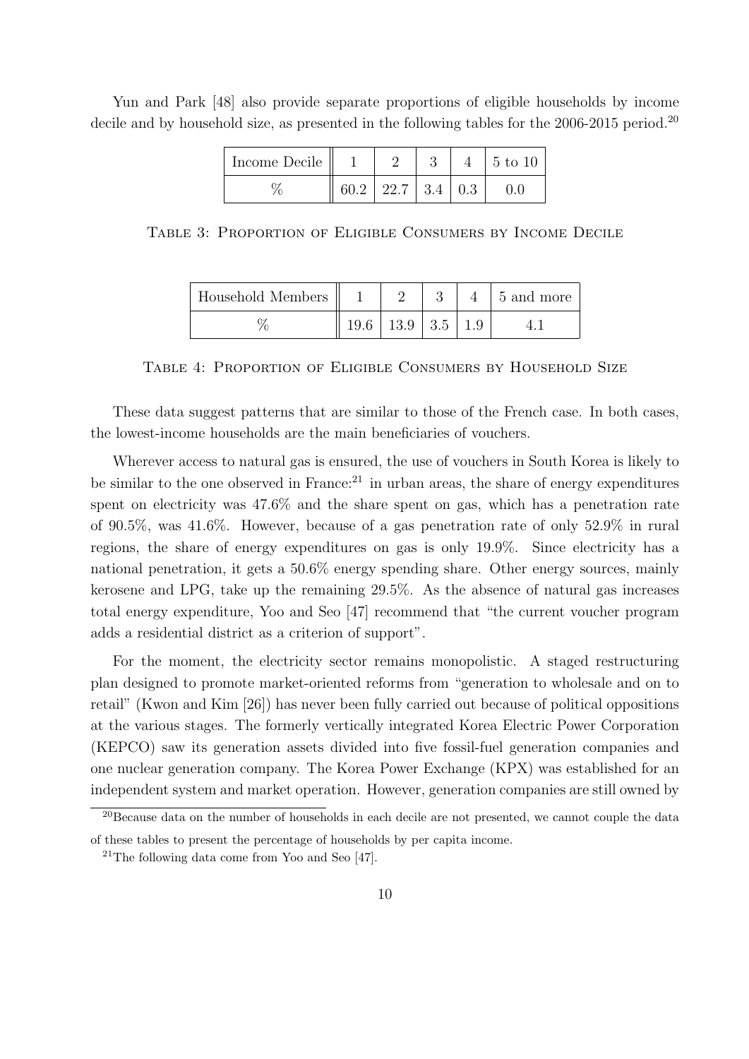Yun and Park [48] also provide separate proportions of eligible households by income decile and by household size, as presented in the following tables for the 2006-2015 period.[20]

| Income Decile | 1 | 2 | 3 | 4 | 5 to 10 |
|---|---|---|---|---|---|
| % | 60.2 | 22.7 | 3.4 | 0.3 | 0.0 |

Table 3: Proportion of Eligible Consumers by Income Decile

| Household Members | 1 | 2 | 3 | 4 | 5 and more |
|---|---|---|---|---|---|
| % | 19.6 | 13.9 | 3.5 | 1.9 | 4.1 |

Table 4: Proportion of Eligible Consumers by Household Size

These data suggest patterns that are similar to those of the French case. In both cases, the lowest-income households are the main beneficiaries of vouchers.

Wherever access to natural gas is ensured, the use of vouchers in South Korea is likely to be similar to the one observed in France:[21] in urban areas, the share of energy expenditures spent on electricity was 47.6% and the share spent on gas, which has a penetration rate of 90.5%, was 41.6%. However, because of a gas penetration rate of only 52.9% in rural regions, the share of energy expenditures on gas is only 19.9%. Since electricity has a national penetration, it gets a 50.6% energy spending share. Other energy sources, mainly kerosene and LPG, take up the remaining 29.5%. As the absence of natural gas increases total energy expenditure, Yoo and Seo [47] recommend that "the current voucher program adds a residential district as a criterion of support".

For the moment, the electricity sector remains monopolistic. A staged restructuring plan designed to promote market-oriented reforms from "generation to wholesale and on to retail" (Kwon and Kim [26]) has never been fully carried out because of political oppositions at the various stages. The formerly vertically integrated Korea Electric Power Corporation (KEPCO) saw its generation assets divided into five fossil-fuel generation companies and one nuclear generation company. The Korea Power Exchange (KPX) was established for an independent system and market operation. However, generation companies are still owned by

[20]Because data on the number of households in each decile are not presented, we cannot couple the data of these tables to present the percentage of households by per capita income.

[21]The following data come from Yoo and Seo [47].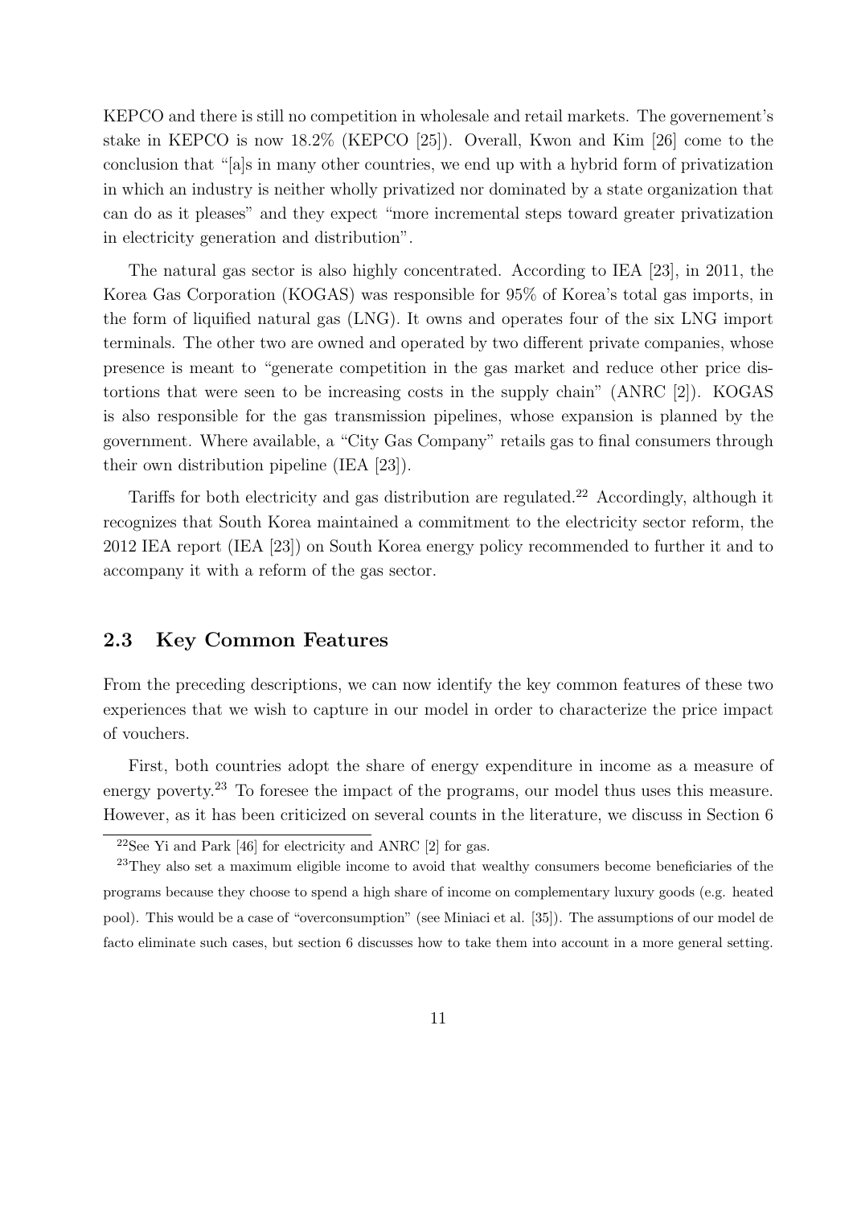KEPCO and there is still no competition in wholesale and retail markets. The governement's stake in KEPCO is now 18.2% (KEPCO [25]). Overall, Kwon and Kim [26] come to the conclusion that "[a]s in many other countries, we end up with a hybrid form of privatization in which an industry is neither wholly privatized nor dominated by a state organization that can do as it pleases" and they expect "more incremental steps toward greater privatization in electricity generation and distribution".

The natural gas sector is also highly concentrated. According to IEA [23], in 2011, the Korea Gas Corporation (KOGAS) was responsible for 95% of Korea's total gas imports, in the form of liquified natural gas (LNG). It owns and operates four of the six LNG import terminals. The other two are owned and operated by two different private companies, whose presence is meant to "generate competition in the gas market and reduce other price distortions that were seen to be increasing costs in the supply chain" (ANRC [2]). KOGAS is also responsible for the gas transmission pipelines, whose expansion is planned by the government. Where available, a "City Gas Company" retails gas to final consumers through their own distribution pipeline (IEA [23]).

Tariffs for both electricity and gas distribution are regulated.[22] Accordingly, although it recognizes that South Korea maintained a commitment to the electricity sector reform, the 2012 IEA report (IEA [23]) on South Korea energy policy recommended to further it and to accompany it with a reform of the gas sector.

## 2.3 Key Common Features

From the preceding descriptions, we can now identify the key common features of these two experiences that we wish to capture in our model in order to characterize the price impact of vouchers.

First, both countries adopt the share of energy expenditure in income as a measure of energy poverty.[23] To foresee the impact of the programs, our model thus uses this measure. However, as it has been criticized on several counts in the literature, we discuss in Section 6

[22] See Yi and Park [46] for electricity and ANRC [2] for gas.

[23] They also set a maximum eligible income to avoid that wealthy consumers become beneficiaries of the programs because they choose to spend a high share of income on complementary luxury goods (e.g. heated pool). This would be a case of "overconsumption" (see Miniaci et al. [35]). The assumptions of our model de facto eliminate such cases, but section 6 discusses how to take them into account in a more general setting.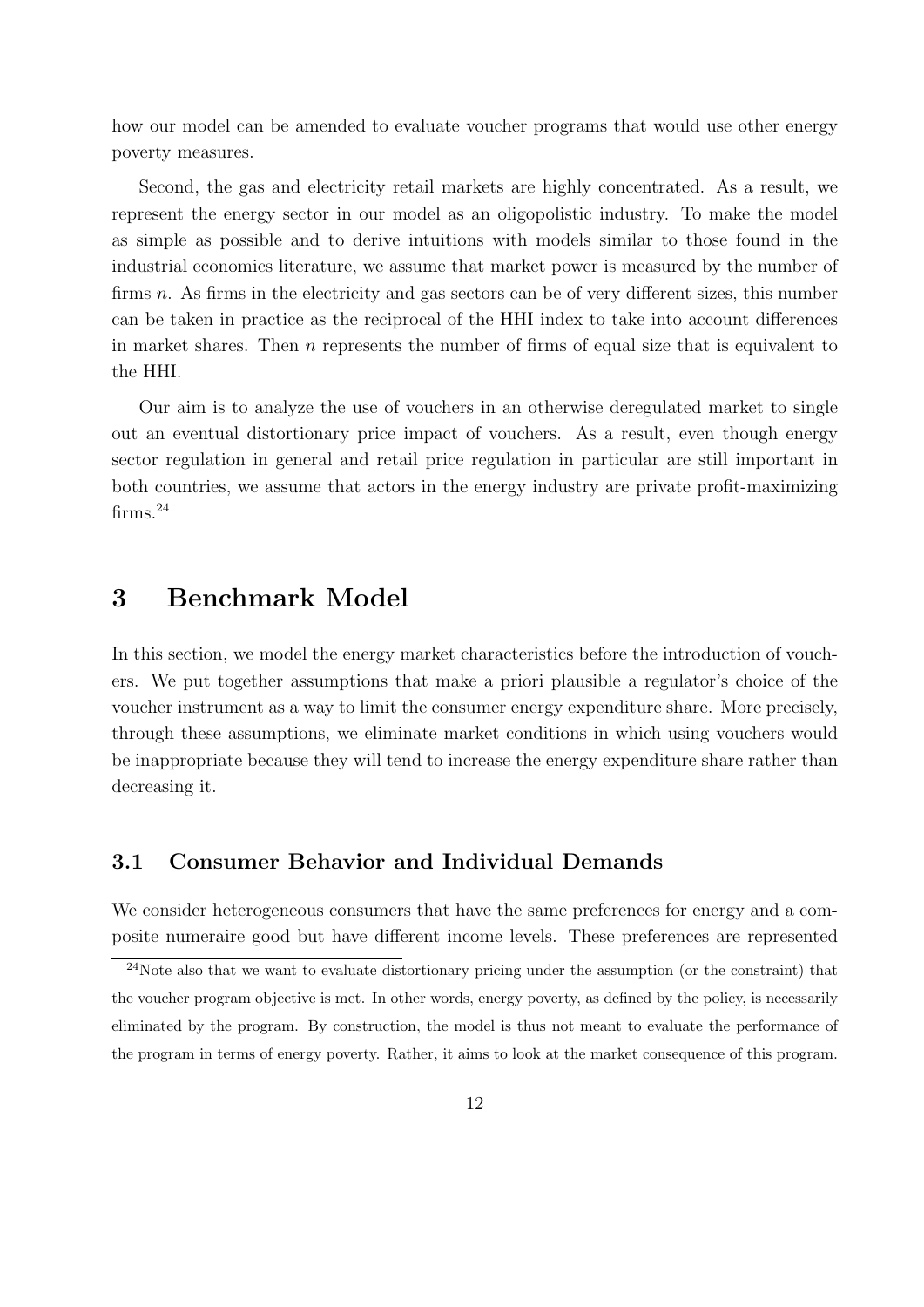how our model can be amended to evaluate voucher programs that would use other energy poverty measures.

Second, the gas and electricity retail markets are highly concentrated. As a result, we represent the energy sector in our model as an oligopolistic industry. To make the model as simple as possible and to derive intuitions with models similar to those found in the industrial economics literature, we assume that market power is measured by the number of firms $n$. As firms in the electricity and gas sectors can be of very different sizes, this number can be taken in practice as the reciprocal of the HHI index to take into account differences in market shares. Then $n$ represents the number of firms of equal size that is equivalent to the HHI.

Our aim is to analyze the use of vouchers in an otherwise deregulated market to single out an eventual distortionary price impact of vouchers. As a result, even though energy sector regulation in general and retail price regulation in particular are still important in both countries, we assume that actors in the energy industry are private profit-maximizing firms.[24]

# 3 Benchmark Model

In this section, we model the energy market characteristics before the introduction of vouchers. We put together assumptions that make a priori plausible a regulator's choice of the voucher instrument as a way to limit the consumer energy expenditure share. More precisely, through these assumptions, we eliminate market conditions in which using vouchers would be inappropriate because they will tend to increase the energy expenditure share rather than decreasing it.

## 3.1 Consumer Behavior and Individual Demands

We consider heterogeneous consumers that have the same preferences for energy and a composite numeraire good but have different income levels. These preferences are represented

[24]Note also that we want to evaluate distortionary pricing under the assumption (or the constraint) that the voucher program objective is met. In other words, energy poverty, as defined by the policy, is necessarily eliminated by the program. By construction, the model is thus not meant to evaluate the performance of the program in terms of energy poverty. Rather, it aims to look at the market consequence of this program.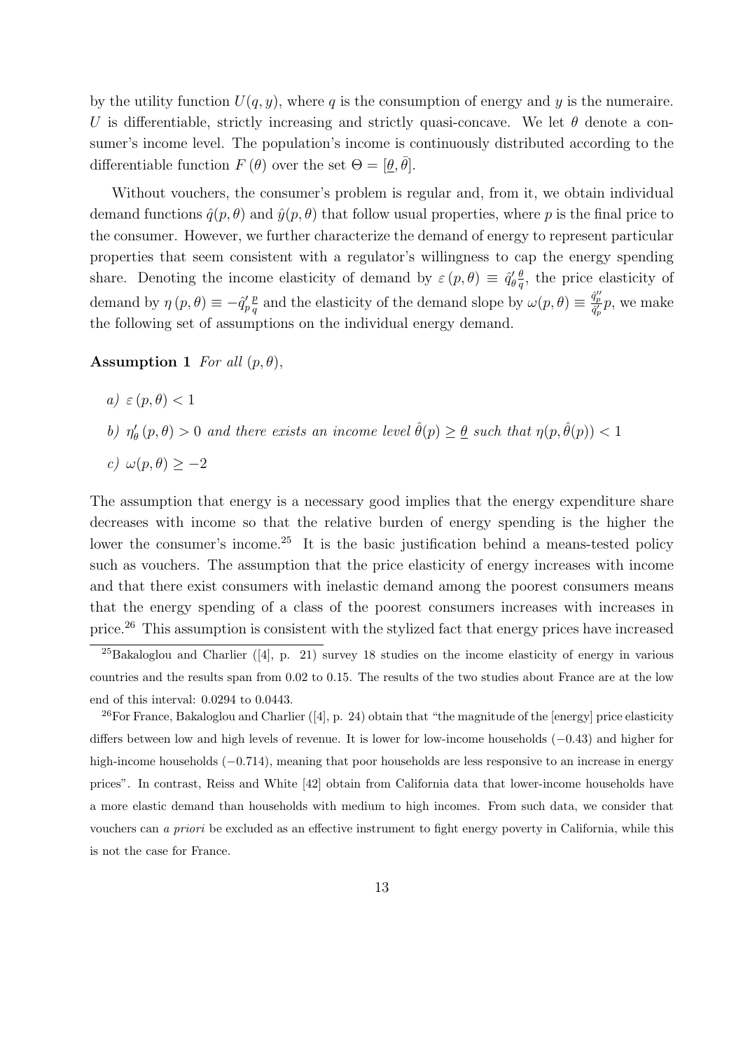by the utility function $U(q, y)$, where $q$ is the consumption of energy and $y$ is the numeraire. $U$ is differentiable, strictly increasing and strictly quasi-concave. We let $\theta$ denote a consumer's income level. The population's income is continuously distributed according to the differentiable function $F(\theta)$ over the set $\Theta = [\underline{\theta}, \bar{\theta}]$.

Without vouchers, the consumer's problem is regular and, from it, we obtain individual demand functions $\hat{q}(p, \theta)$ and $\hat{y}(p, \theta)$ that follow usual properties, where $p$ is the final price to the consumer. However, we further characterize the demand of energy to represent particular properties that seem consistent with a regulator's willingness to cap the energy spending share. Denoting the income elasticity of demand by $\varepsilon(p, \theta) \equiv \hat{q}'_\theta \frac{\theta}{q}$, the price elasticity of demand by $\eta(p, \theta) \equiv -\hat{q}'_p \frac{p}{q}$ and the elasticity of the demand slope by $\omega(p, \theta) \equiv \frac{\hat{q}''_p}{\hat{q}'_p} p$, we make the following set of assumptions on the individual energy demand.

**Assumption 1** *For all* $(p, \theta)$,

*a)* $\varepsilon(p, \theta) < 1$

*b)* $\eta'_\theta(p, \theta) > 0$ *and there exists an income level* $\hat{\theta}(p) \geq \underline{\theta}$ *such that* $\eta(p, \hat{\theta}(p)) < 1$

*c)* $\omega(p, \theta) \geq -2$

The assumption that energy is a necessary good implies that the energy expenditure share decreases with income so that the relative burden of energy spending is the higher the lower the consumer's income.[25] It is the basic justification behind a means-tested policy such as vouchers. The assumption that the price elasticity of energy increases with income and that there exist consumers with inelastic demand among the poorest consumers means that the energy spending of a class of the poorest consumers increases with increases in price.[26] This assumption is consistent with the stylized fact that energy prices have increased

[25] Bakaloglou and Charlier ([4], p. 21) survey 18 studies on the income elasticity of energy in various countries and the results span from 0.02 to 0.15. The results of the two studies about France are at the low end of this interval: 0.0294 to 0.0443.

[26] For France, Bakaloglou and Charlier ([4], p. 24) obtain that "the magnitude of the [energy] price elasticity differs between low and high levels of revenue. It is lower for low-income households (−0.43) and higher for high-income households (−0.714), meaning that poor households are less responsive to an increase in energy prices". In contrast, Reiss and White [42] obtain from California data that lower-income households have a more elastic demand than households with medium to high incomes. From such data, we consider that vouchers can *a priori* be excluded as an effective instrument to fight energy poverty in California, while this is not the case for France.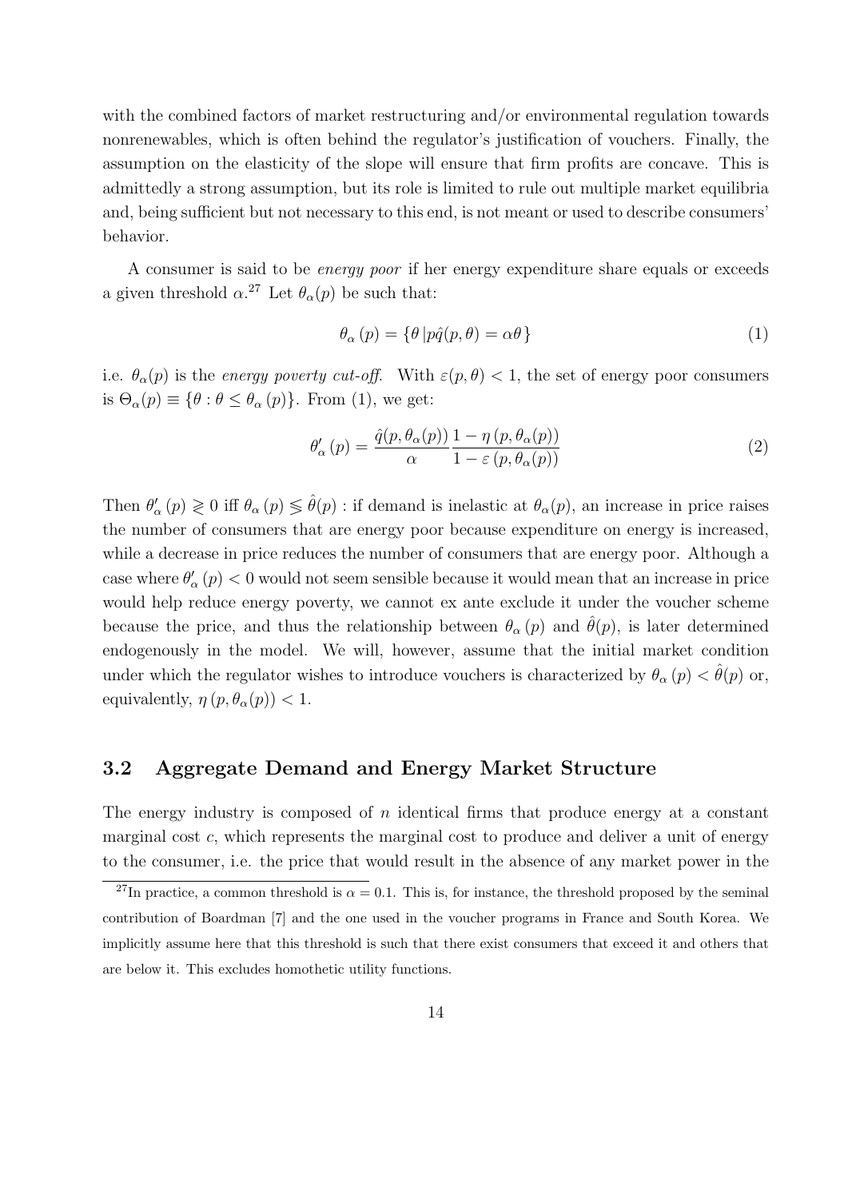with the combined factors of market restructuring and/or environmental regulation towards nonrenewables, which is often behind the regulator's justification of vouchers. Finally, the assumption on the elasticity of the slope will ensure that firm profits are concave. This is admittedly a strong assumption, but its role is limited to rule out multiple market equilibria and, being sufficient but not necessary to this end, is not meant or used to describe consumers' behavior.

A consumer is said to be *energy poor* if her energy expenditure share equals or exceeds a given threshold $\alpha$.[27] Let $\theta_\alpha(p)$ be such that:

$$\theta_\alpha(p) = \{\theta \,| p\hat{q}(p,\theta) = \alpha\theta\} \tag{1}$$

i.e. $\theta_\alpha(p)$ is the *energy poverty cut-off*. With $\varepsilon(p,\theta) < 1$, the set of energy poor consumers is $\Theta_\alpha(p) \equiv \{\theta : \theta \leq \theta_\alpha(p)\}$. From (1), we get:

$$\theta'_\alpha(p) = \frac{\hat{q}(p,\theta_\alpha(p))}{\alpha} \frac{1-\eta(p,\theta_\alpha(p))}{1-\varepsilon(p,\theta_\alpha(p))} \tag{2}$$

Then $\theta'_\alpha(p) \gtrless 0$ iff $\theta_\alpha(p) \lessgtr \hat{\theta}(p)$ : if demand is inelastic at $\theta_\alpha(p)$, an increase in price raises the number of consumers that are energy poor because expenditure on energy is increased, while a decrease in price reduces the number of consumers that are energy poor. Although a case where $\theta'_\alpha(p) < 0$ would not seem sensible because it would mean that an increase in price would help reduce energy poverty, we cannot ex ante exclude it under the voucher scheme because the price, and thus the relationship between $\theta_\alpha(p)$ and $\hat{\theta}(p)$, is later determined endogenously in the model. We will, however, assume that the initial market condition under which the regulator wishes to introduce vouchers is characterized by $\theta_\alpha(p) < \hat{\theta}(p)$ or, equivalently, $\eta(p,\theta_\alpha(p)) < 1$.

## 3.2 Aggregate Demand and Energy Market Structure

The energy industry is composed of $n$ identical firms that produce energy at a constant marginal cost $c$, which represents the marginal cost to produce and deliver a unit of energy to the consumer, i.e. the price that would result in the absence of any market power in the

[27] In practice, a common threshold is $\alpha = 0.1$. This is, for instance, the threshold proposed by the seminal contribution of Boardman [7] and the one used in the voucher programs in France and South Korea. We implicitly assume here that this threshold is such that there exist consumers that exceed it and others that are below it. This excludes homothetic utility functions.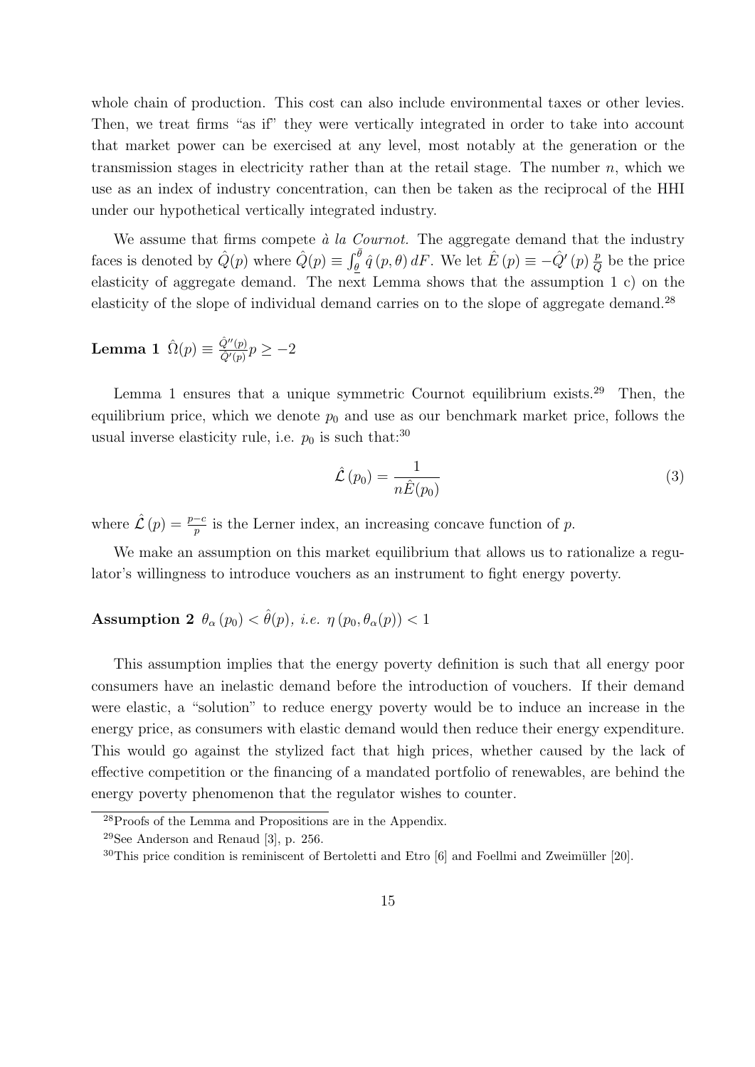whole chain of production. This cost can also include environmental taxes or other levies. Then, we treat firms "as if" they were vertically integrated in order to take into account that market power can be exercised at any level, most notably at the generation or the transmission stages in electricity rather than at the retail stage. The number $n$, which we use as an index of industry concentration, can then be taken as the reciprocal of the HHI under our hypothetical vertically integrated industry.

We assume that firms compete *à la Cournot.* The aggregate demand that the industry faces is denoted by $\hat{Q}(p)$ where $\hat{Q}(p) \equiv \int_{\underline{\theta}}^{\bar{\theta}} \hat{q}(p, \theta) \, dF$. We let $\hat{E}(p) \equiv -\hat{Q}'(p) \frac{p}{Q}$ be the price elasticity of aggregate demand. The next Lemma shows that the assumption 1 c) on the elasticity of the slope of individual demand carries on to the slope of aggregate demand.[28]

**Lemma 1** $\hat{\Omega}(p) \equiv \frac{\hat{Q}''(p)}{\hat{Q}'(p)} p \geq -2$

Lemma 1 ensures that a unique symmetric Cournot equilibrium exists.[29] Then, the equilibrium price, which we denote $p_0$ and use as our benchmark market price, follows the usual inverse elasticity rule, i.e. $p_0$ is such that:[30]

$$\hat{\mathcal{L}}(p_0) = \frac{1}{n\hat{E}(p_0)} \tag{3}$$

where $\hat{\mathcal{L}}(p) = \frac{p-c}{p}$ is the Lerner index, an increasing concave function of $p$.

We make an assumption on this market equilibrium that allows us to rationalize a regulator's willingness to introduce vouchers as an instrument to fight energy poverty.

**Assumption 2** $\theta_\alpha(p_0) < \hat{\theta}(p)$*, i.e.* $\eta(p_0, \theta_\alpha(p)) < 1$

This assumption implies that the energy poverty definition is such that all energy poor consumers have an inelastic demand before the introduction of vouchers. If their demand were elastic, a "solution" to reduce energy poverty would be to induce an increase in the energy price, as consumers with elastic demand would then reduce their energy expenditure. This would go against the stylized fact that high prices, whether caused by the lack of effective competition or the financing of a mandated portfolio of renewables, are behind the energy poverty phenomenon that the regulator wishes to counter.

[28] Proofs of the Lemma and Propositions are in the Appendix.

[29] See Anderson and Renaud [3], p. 256.

[30] This price condition is reminiscent of Bertoletti and Etro [6] and Foellmi and Zweimüller [20].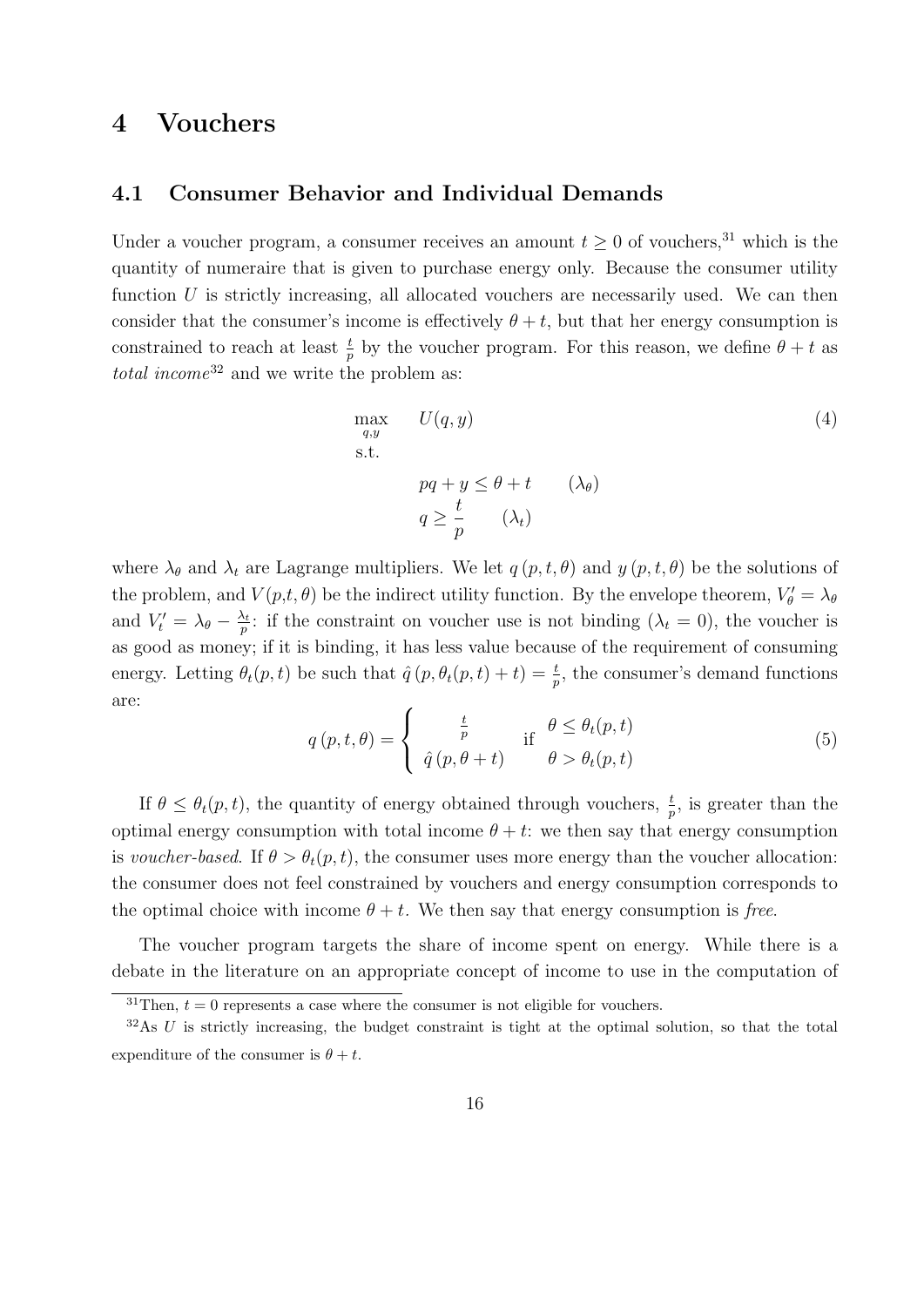# 4 Vouchers

## 4.1 Consumer Behavior and Individual Demands

Under a voucher program, a consumer receives an amount $t \geq 0$ of vouchers,[31] which is the quantity of numeraire that is given to purchase energy only. Because the consumer utility function $U$ is strictly increasing, all allocated vouchers are necessarily used. We can then consider that the consumer's income is effectively $\theta + t$, but that her energy consumption is constrained to reach at least $\frac{t}{p}$ by the voucher program. For this reason, we define $\theta + t$ as *total income*[32] and we write the problem as:

$$\max_{q,y} \quad U(q,y) \tag{4}$$

s.t.

$$pq + y \leq \theta + t \qquad (\lambda_\theta)$$

$$q \geq \frac{t}{p} \qquad (\lambda_t)$$

where $\lambda_\theta$ and $\lambda_t$ are Lagrange multipliers. We let $q\left(p, t, \theta\right)$ and $y\left(p, t, \theta\right)$ be the solutions of the problem, and $V(p,t,\theta)$ be the indirect utility function. By the envelope theorem, $V'_\theta = \lambda_\theta$ and $V'_t = \lambda_\theta - \frac{\lambda_t}{p}$: if the constraint on voucher use is not binding ($\lambda_t = 0$), the voucher is as good as money; if it is binding, it has less value because of the requirement of consuming energy. Letting $\theta_t(p,t)$ be such that $\hat{q}\left(p, \theta_t(p,t) + t\right) = \frac{t}{p}$, the consumer's demand functions are:

$$q\left(p,t,\theta\right) = \begin{cases} \frac{t}{p} & \text{if} \quad \theta \leq \theta_t(p,t) \\ \hat{q}\left(p, \theta + t\right) & \quad\quad \theta > \theta_t(p,t) \end{cases} \tag{5}$$

If $\theta \leq \theta_t(p,t)$, the quantity of energy obtained through vouchers, $\frac{t}{p}$, is greater than the optimal energy consumption with total income $\theta + t$: we then say that energy consumption is *voucher-based*. If $\theta > \theta_t(p,t)$, the consumer uses more energy than the voucher allocation: the consumer does not feel constrained by vouchers and energy consumption corresponds to the optimal choice with income $\theta + t$. We then say that energy consumption is *free*.

The voucher program targets the share of income spent on energy. While there is a debate in the literature on an appropriate concept of income to use in the computation of

[31] Then, $t = 0$ represents a case where the consumer is not eligible for vouchers.

[32] As $U$ is strictly increasing, the budget constraint is tight at the optimal solution, so that the total expenditure of the consumer is $\theta + t$.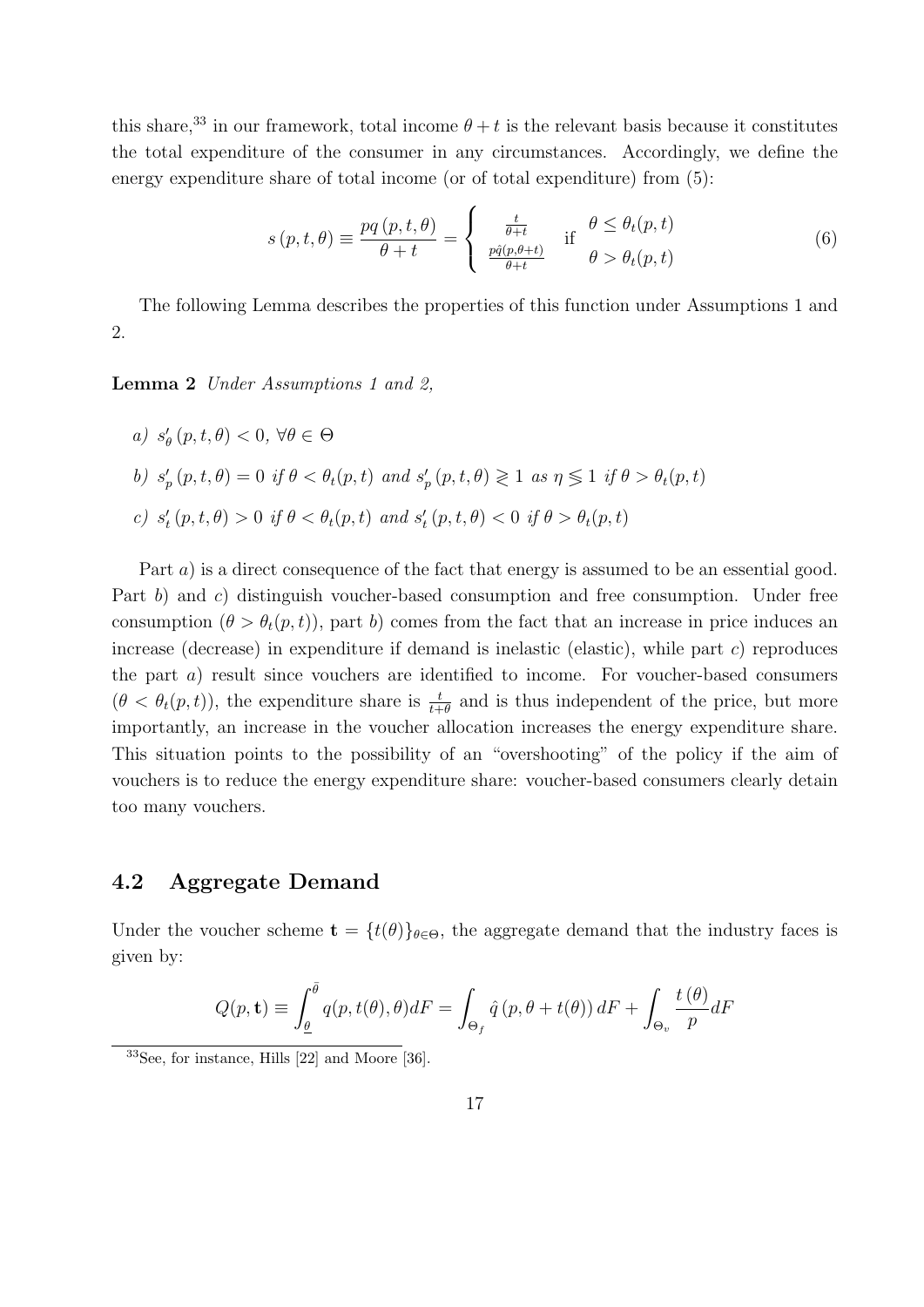this share,[33] in our framework, total income $\theta + t$ is the relevant basis because it constitutes the total expenditure of the consumer in any circumstances. Accordingly, we define the energy expenditure share of total income (or of total expenditure) from (5):

$$
s(p,t,\theta) \equiv \frac{pq(p,t,\theta)}{\theta + t} = \begin{cases} \frac{t}{\theta+t} & \text{if} \quad \theta \leq \theta_t(p,t) \\ \frac{p\hat{q}(p,\theta+t)}{\theta+t} & \quad\quad \theta > \theta_t(p,t) \end{cases} \tag{6}
$$

The following Lemma describes the properties of this function under Assumptions 1 and 2.

**Lemma 2** *Under Assumptions 1 and 2,*

*a)* $s'_\theta(p,t,\theta) < 0, \ \forall \theta \in \Theta$

*b)* $s'_p(p,t,\theta) = 0$ *if* $\theta < \theta_t(p,t)$ *and* $s'_p(p,t,\theta) \gtreqless 1$ *as* $\eta \lesseqgtr 1$ *if* $\theta > \theta_t(p,t)$

*c)* $s'_t(p,t,\theta) > 0$ *if* $\theta < \theta_t(p,t)$ *and* $s'_t(p,t,\theta) < 0$ *if* $\theta > \theta_t(p,t)$

Part *a*) is a direct consequence of the fact that energy is assumed to be an essential good. Part *b*) and *c*) distinguish voucher-based consumption and free consumption. Under free consumption ($\theta > \theta_t(p,t)$), part *b*) comes from the fact that an increase in price induces an increase (decrease) in expenditure if demand is inelastic (elastic), while part *c*) reproduces the part *a*) result since vouchers are identified to income. For voucher-based consumers ($\theta < \theta_t(p,t)$), the expenditure share is $\frac{t}{t+\theta}$ and is thus independent of the price, but more importantly, an increase in the voucher allocation increases the energy expenditure share. This situation points to the possibility of an "overshooting" of the policy if the aim of vouchers is to reduce the energy expenditure share: voucher-based consumers clearly detain too many vouchers.

## 4.2 Aggregate Demand

Under the voucher scheme $\mathbf{t} = \{t(\theta)\}_{\theta \in \Theta}$, the aggregate demand that the industry faces is given by:

$$
Q(p,\mathbf{t}) \equiv \int_{\underline{\theta}}^{\bar{\theta}} q(p,t(\theta),\theta)dF = \int_{\Theta_f} \hat{q}(p,\theta + t(\theta))\, dF + \int_{\Theta_v} \frac{t(\theta)}{p} dF
$$

[33] See, for instance, Hills [22] and Moore [36].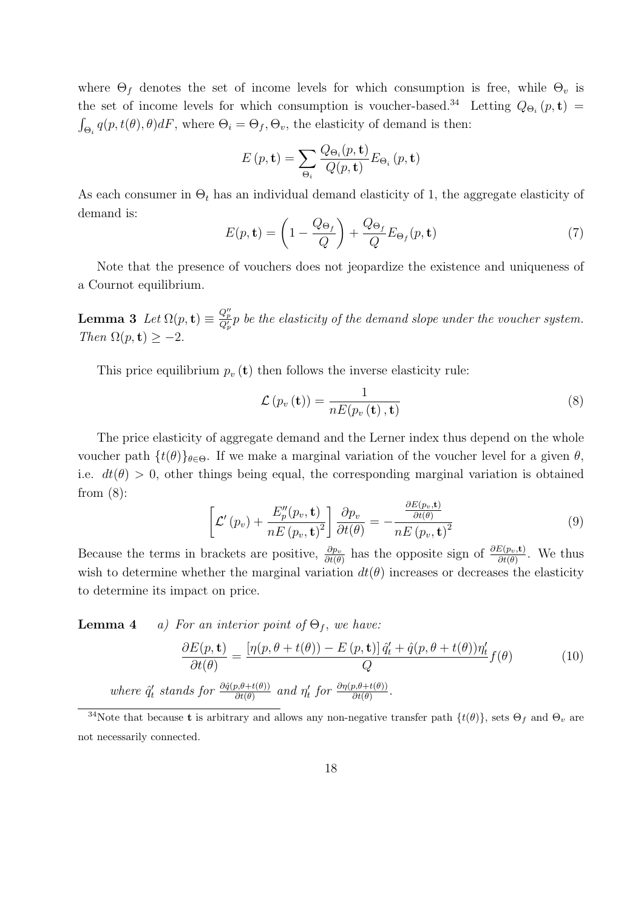where $\Theta_f$ denotes the set of income levels for which consumption is free, while $\Theta_v$ is the set of income levels for which consumption is voucher-based.[34] Letting $Q_{\Theta_i}(p, \mathbf{t}) = \int_{\Theta_i} q(p, t(\theta), \theta) dF$, where $\Theta_i = \Theta_f, \Theta_v$, the elasticity of demand is then:

$$E(p, \mathbf{t}) = \sum_{\Theta_i} \frac{Q_{\Theta_i}(p, \mathbf{t})}{Q(p, \mathbf{t})} E_{\Theta_i}(p, \mathbf{t})$$

As each consumer in $\Theta_t$ has an individual demand elasticity of 1, the aggregate elasticity of demand is:

$$E(p, \mathbf{t}) = \left(1 - \frac{Q_{\Theta_f}}{Q}\right) + \frac{Q_{\Theta_f}}{Q} E_{\Theta_f}(p, \mathbf{t}) \tag{7}$$

Note that the presence of vouchers does not jeopardize the existence and uniqueness of a Cournot equilibrium.

**Lemma 3** *Let $\Omega(p, \mathbf{t}) \equiv \frac{Q_p''}{Q_p'} p$ be the elasticity of the demand slope under the voucher system. Then $\Omega(p, \mathbf{t}) \geq -2$.*

This price equilibrium $p_v(\mathbf{t})$ then follows the inverse elasticity rule:

$$\mathcal{L}(p_v(\mathbf{t})) = \frac{1}{nE(p_v(\mathbf{t}), \mathbf{t})} \tag{8}$$

The price elasticity of aggregate demand and the Lerner index thus depend on the whole voucher path $\{t(\theta)\}_{\theta \in \Theta}$. If we make a marginal variation of the voucher level for a given $\theta$, i.e. $dt(\theta) > 0$, other things being equal, the corresponding marginal variation is obtained from (8):

$$\left[\mathcal{L}'(p_v) + \frac{E_p''(p_v, \mathbf{t})}{nE(p_v, \mathbf{t})^2}\right] \frac{\partial p_v}{\partial t(\theta)} = -\frac{\frac{\partial E(p_v, \mathbf{t})}{\partial t(\theta)}}{nE(p_v, \mathbf{t})^2} \tag{9}$$

Because the terms in brackets are positive, $\frac{\partial p_v}{\partial t(\theta)}$ has the opposite sign of $\frac{\partial E(p_v, \mathbf{t})}{\partial t(\theta)}$. We thus wish to determine whether the marginal variation $dt(\theta)$ increases or decreases the elasticity to determine its impact on price.

**Lemma 4** *a) For an interior point of $\Theta_f$, we have:*

$$\frac{\partial E(p, \mathbf{t})}{\partial t(\theta)} = \frac{[\eta(p, \theta + t(\theta)) - E(p, \mathbf{t})]\, \hat{q}_t' + \hat{q}(p, \theta + t(\theta)) \eta_t'}{Q} f(\theta) \tag{10}$$

*where $\hat{q}_t'$ stands for $\frac{\partial \hat{q}(p, \theta + t(\theta))}{\partial t(\theta)}$ and $\eta_t'$ for $\frac{\partial \eta(p, \theta + t(\theta))}{\partial t(\theta)}$.*

[34] Note that because $\mathbf{t}$ is arbitrary and allows any non-negative transfer path $\{t(\theta)\}$, sets $\Theta_f$ and $\Theta_v$ are not necessarily connected.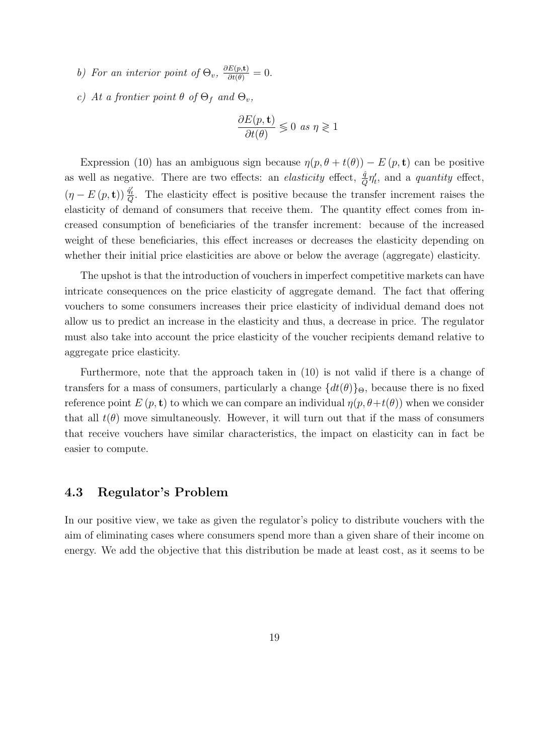*b) For an interior point of* $\Theta_v$, $\frac{\partial E(p,\mathbf{t})}{\partial t(\theta)} = 0$.

*c) At a frontier point* $\theta$ *of* $\Theta_f$ *and* $\Theta_v$,

$$\frac{\partial E(p,\mathbf{t})}{\partial t(\theta)} \lesseqgtr 0 \text{ as } \eta \gtreqless 1$$

Expression (10) has an ambiguous sign because $\eta(p, \theta + t(\theta)) - E(p, \mathbf{t})$ can be positive as well as negative. There are two effects: an *elasticity* effect, $\frac{\hat{q}}{Q}\eta_t'$, and a *quantity* effect, $(\eta - E(p, \mathbf{t}))\frac{\hat{q}_t'}{Q}$. The elasticity effect is positive because the transfer increment raises the elasticity of demand of consumers that receive them. The quantity effect comes from increased consumption of beneficiaries of the transfer increment: because of the increased weight of these beneficiaries, this effect increases or decreases the elasticity depending on whether their initial price elasticities are above or below the average (aggregate) elasticity.

The upshot is that the introduction of vouchers in imperfect competitive markets can have intricate consequences on the price elasticity of aggregate demand. The fact that offering vouchers to some consumers increases their price elasticity of individual demand does not allow us to predict an increase in the elasticity and thus, a decrease in price. The regulator must also take into account the price elasticity of the voucher recipients demand relative to aggregate price elasticity.

Furthermore, note that the approach taken in (10) is not valid if there is a change of transfers for a mass of consumers, particularly a change $\{dt(\theta)\}_\Theta$, because there is no fixed reference point $E(p, \mathbf{t})$ to which we can compare an individual $\eta(p, \theta + t(\theta))$ when we consider that all $t(\theta)$ move simultaneously. However, it will turn out that if the mass of consumers that receive vouchers have similar characteristics, the impact on elasticity can in fact be easier to compute.

### 4.3 Regulator's Problem

In our positive view, we take as given the regulator's policy to distribute vouchers with the aim of eliminating cases where consumers spend more than a given share of their income on energy. We add the objective that this distribution be made at least cost, as it seems to be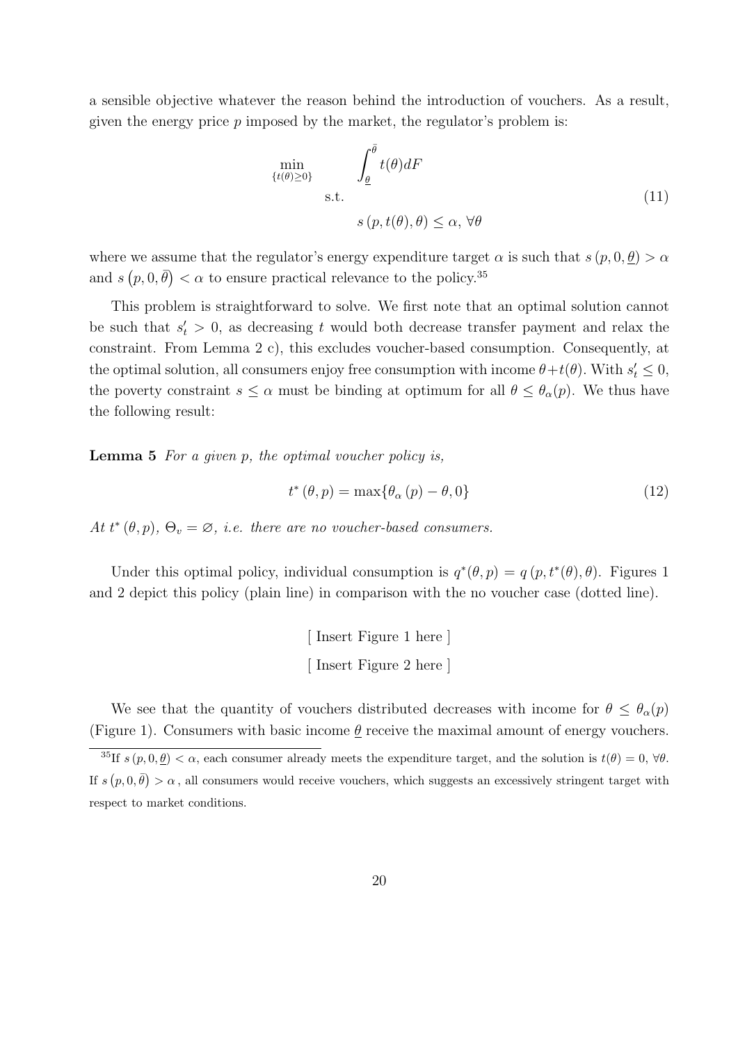a sensible objective whatever the reason behind the introduction of vouchers. As a result, given the energy price $p$ imposed by the market, the regulator's problem is:

$$\min_{\{t(\theta)\geq 0\}} \quad \int_{\underline{\theta}}^{\bar{\theta}} t(\theta) dF \quad \text{s.t.} \quad s\left(p, t(\theta), \theta\right) \leq \alpha, \, \forall \theta \tag{11}$$

where we assume that the regulator's energy expenditure target $\alpha$ is such that $s\left(p, 0, \underline{\theta}\right) > \alpha$ and $s\left(p, 0, \bar{\theta}\right) < \alpha$ to ensure practical relevance to the policy.[35]

This problem is straightforward to solve. We first note that an optimal solution cannot be such that $s'_t > 0$, as decreasing $t$ would both decrease transfer payment and relax the constraint. From Lemma 2 c), this excludes voucher-based consumption. Consequently, at the optimal solution, all consumers enjoy free consumption with income $\theta + t(\theta)$. With $s'_t \leq 0$, the poverty constraint $s \leq \alpha$ must be binding at optimum for all $\theta \leq \theta_\alpha(p)$. We thus have the following result:

**Lemma 5** *For a given p, the optimal voucher policy is,*

$$t^*\left(\theta, p\right) = \max\{\theta_\alpha\left(p\right) - \theta, 0\} \tag{12}$$

*At $t^*\left(\theta, p\right)$, $\Theta_v = \varnothing$, i.e. there are no voucher-based consumers.*

Under this optimal policy, individual consumption is $q^*(\theta, p) = q\left(p, t^*(\theta), \theta\right)$. Figures 1 and 2 depict this policy (plain line) in comparison with the no voucher case (dotted line).

[ Insert Figure 1 here ]

[ Insert Figure 2 here ]

We see that the quantity of vouchers distributed decreases with income for $\theta \leq \theta_\alpha(p)$ (Figure 1). Consumers with basic income $\underline{\theta}$ receive the maximal amount of energy vouchers.

[35] If $s\left(p, 0, \underline{\theta}\right) < \alpha$, each consumer already meets the expenditure target, and the solution is $t(\theta) = 0$, $\forall \theta$. If $s\left(p, 0, \bar{\theta}\right) > \alpha$ , all consumers would receive vouchers, which suggests an excessively stringent target with respect to market conditions.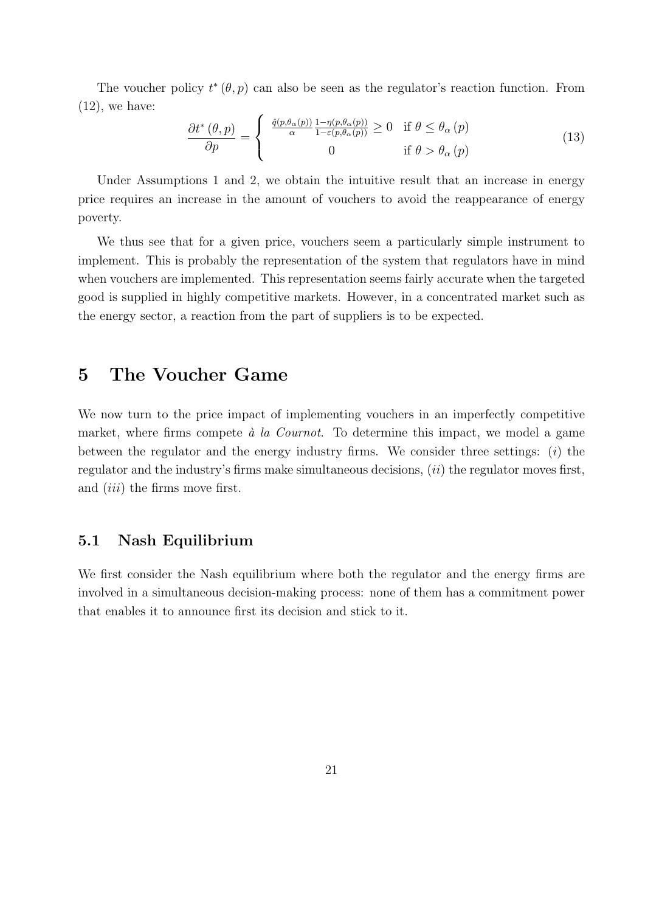The voucher policy $t^*(\theta, p)$ can also be seen as the regulator's reaction function. From (12), we have:

$$\frac{\partial t^*(\theta, p)}{\partial p} = \begin{cases} \frac{\hat{q}(p,\theta_\alpha(p))}{\alpha} \frac{1-\eta(p,\theta_\alpha(p))}{1-\varepsilon(p,\theta_\alpha(p))} \geq 0 & \text{if } \theta \leq \theta_\alpha(p) \\ 0 & \text{if } \theta > \theta_\alpha(p) \end{cases} \tag{13}$$

Under Assumptions 1 and 2, we obtain the intuitive result that an increase in energy price requires an increase in the amount of vouchers to avoid the reappearance of energy poverty.

We thus see that for a given price, vouchers seem a particularly simple instrument to implement. This is probably the representation of the system that regulators have in mind when vouchers are implemented. This representation seems fairly accurate when the targeted good is supplied in highly competitive markets. However, in a concentrated market such as the energy sector, a reaction from the part of suppliers is to be expected.

# 5 The Voucher Game

We now turn to the price impact of implementing vouchers in an imperfectly competitive market, where firms compete *à la Cournot*. To determine this impact, we model a game between the regulator and the energy industry firms. We consider three settings: (*i*) the regulator and the industry's firms make simultaneous decisions, (*ii*) the regulator moves first, and (*iii*) the firms move first.

## 5.1 Nash Equilibrium

We first consider the Nash equilibrium where both the regulator and the energy firms are involved in a simultaneous decision-making process: none of them has a commitment power that enables it to announce first its decision and stick to it.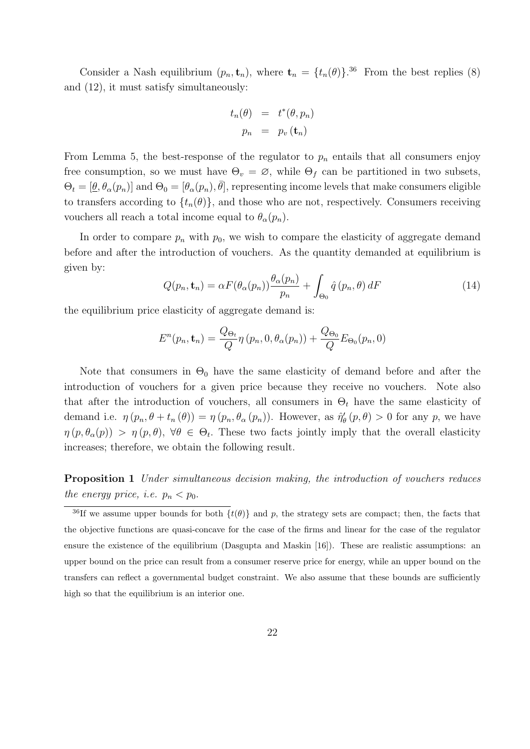Consider a Nash equilibrium $(p_n, \mathbf{t}_n)$, where $\mathbf{t}_n = \{t_n(\theta)\}$.[36] From the best replies (8) and (12), it must satisfy simultaneously:

$$\begin{aligned} t_n(\theta) &= t^*(\theta, p_n) \\ p_n &= p_v(\mathbf{t}_n) \end{aligned}$$

From Lemma 5, the best-response of the regulator to $p_n$ entails that all consumers enjoy free consumption, so we must have $\Theta_v = \varnothing$, while $\Theta_f$ can be partitioned in two subsets, $\Theta_t = [\underline{\theta}, \theta_\alpha(p_n)]$ and $\Theta_0 = [\theta_\alpha(p_n), \bar{\theta}]$, representing income levels that make consumers eligible to transfers according to $\{t_n(\theta)\}$, and those who are not, respectively. Consumers receiving vouchers all reach a total income equal to $\theta_\alpha(p_n)$.

In order to compare $p_n$ with $p_0$, we wish to compare the elasticity of aggregate demand before and after the introduction of vouchers. As the quantity demanded at equilibrium is given by:

$$Q(p_n, \mathbf{t}_n) = \alpha F(\theta_\alpha(p_n)) \frac{\theta_\alpha(p_n)}{p_n} + \int_{\Theta_0} \hat{q}(p_n, \theta) \, dF \tag{14}$$

the equilibrium price elasticity of aggregate demand is:

$$E^n(p_n, \mathbf{t}_n) = \frac{Q_{\Theta_t}}{Q} \eta(p_n, 0, \theta_\alpha(p_n)) + \frac{Q_{\Theta_0}}{Q} E_{\Theta_0}(p_n, 0)$$

Note that consumers in $\Theta_0$ have the same elasticity of demand before and after the introduction of vouchers for a given price because they receive no vouchers. Note also that after the introduction of vouchers, all consumers in $\Theta_t$ have the same elasticity of demand i.e. $\eta(p_n, \theta + t_n(\theta)) = \eta(p_n, \theta_\alpha(p_n))$. However, as $\hat{\eta}'_\theta(p, \theta) > 0$ for any $p$, we have $\eta(p, \theta_\alpha(p)) > \eta(p, \theta)$, $\forall \theta \in \Theta_t$. These two facts jointly imply that the overall elasticity increases; therefore, we obtain the following result.

**Proposition 1** *Under simultaneous decision making, the introduction of vouchers reduces the energy price, i.e.* $p_n < p_0$.

---

[36] If we assume upper bounds for both $\{t(\theta)\}$ and $p$, the strategy sets are compact; then, the facts that the objective functions are quasi-concave for the case of the firms and linear for the case of the regulator ensure the existence of the equilibrium (Dasgupta and Maskin [16]). These are realistic assumptions: an upper bound on the price can result from a consumer reserve price for energy, while an upper bound on the transfers can reflect a governmental budget constraint. We also assume that these bounds are sufficiently high so that the equilibrium is an interior one.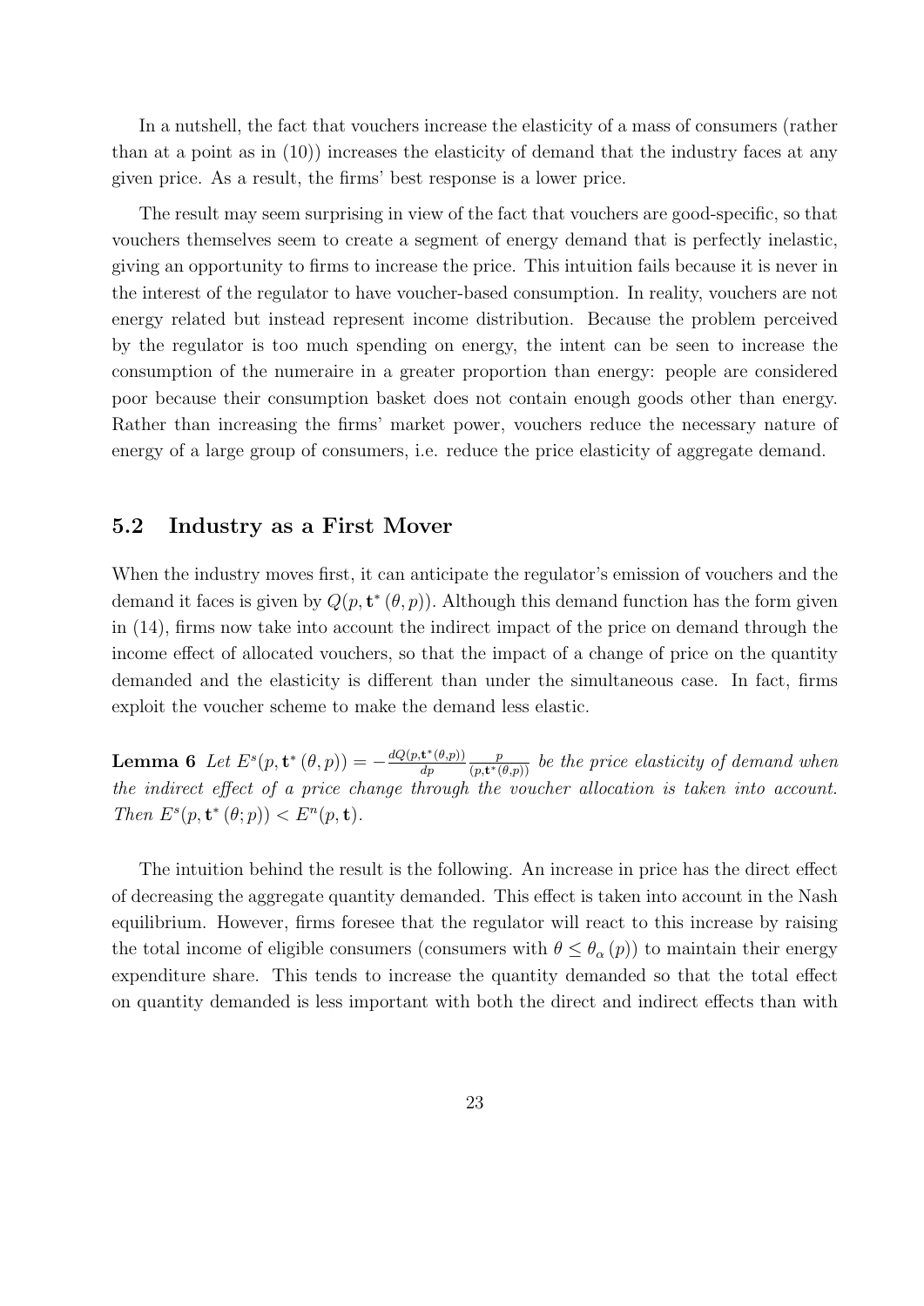In a nutshell, the fact that vouchers increase the elasticity of a mass of consumers (rather than at a point as in (10)) increases the elasticity of demand that the industry faces at any given price. As a result, the firms' best response is a lower price.

The result may seem surprising in view of the fact that vouchers are good-specific, so that vouchers themselves seem to create a segment of energy demand that is perfectly inelastic, giving an opportunity to firms to increase the price. This intuition fails because it is never in the interest of the regulator to have voucher-based consumption. In reality, vouchers are not energy related but instead represent income distribution. Because the problem perceived by the regulator is too much spending on energy, the intent can be seen to increase the consumption of the numeraire in a greater proportion than energy: people are considered poor because their consumption basket does not contain enough goods other than energy. Rather than increasing the firms' market power, vouchers reduce the necessary nature of energy of a large group of consumers, i.e. reduce the price elasticity of aggregate demand.

## 5.2 Industry as a First Mover

When the industry moves first, it can anticipate the regulator's emission of vouchers and the demand it faces is given by $Q(p, \mathbf{t}^*(\theta, p))$. Although this demand function has the form given in (14), firms now take into account the indirect impact of the price on demand through the income effect of allocated vouchers, so that the impact of a change of price on the quantity demanded and the elasticity is different than under the simultaneous case. In fact, firms exploit the voucher scheme to make the demand less elastic.

**Lemma 6** *Let* $E^s(p, \mathbf{t}^*(\theta, p)) = -\frac{dQ(p,\mathbf{t}^*(\theta,p))}{dp} \frac{p}{(p,\mathbf{t}^*(\theta,p))}$ *be the price elasticity of demand when the indirect effect of a price change through the voucher allocation is taken into account. Then* $E^s(p, \mathbf{t}^*(\theta; p)) < E^n(p, \mathbf{t})$.

The intuition behind the result is the following. An increase in price has the direct effect of decreasing the aggregate quantity demanded. This effect is taken into account in the Nash equilibrium. However, firms foresee that the regulator will react to this increase by raising the total income of eligible consumers (consumers with $\theta \leq \theta_\alpha(p)$) to maintain their energy expenditure share. This tends to increase the quantity demanded so that the total effect on quantity demanded is less important with both the direct and indirect effects than with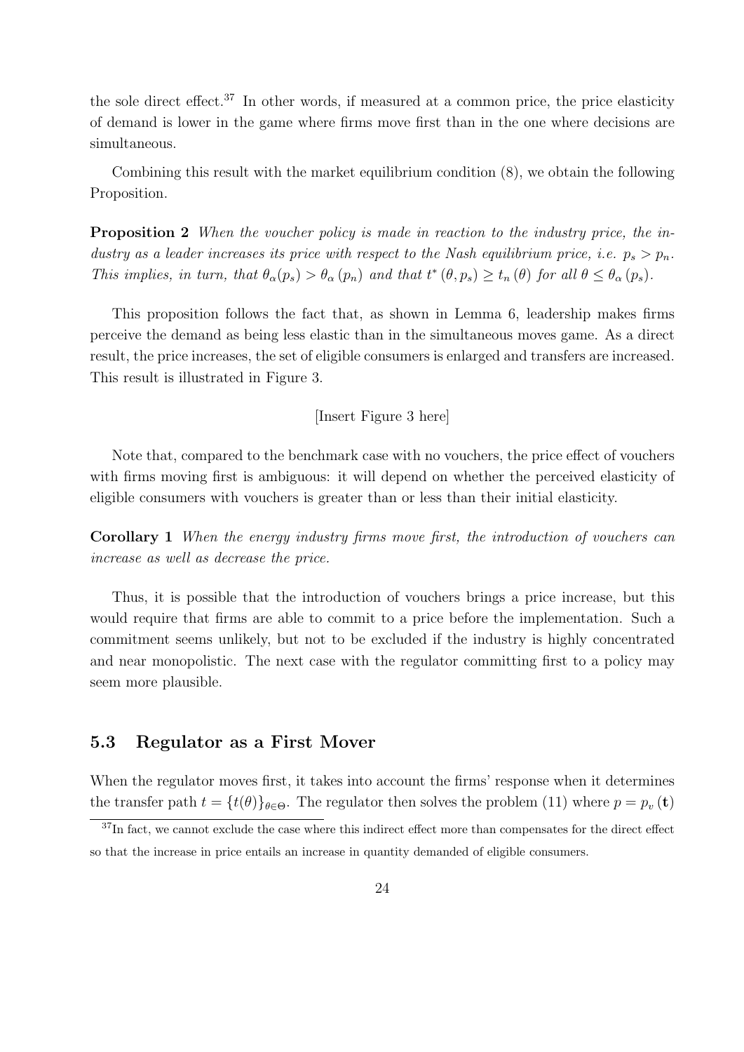the sole direct effect.[37] In other words, if measured at a common price, the price elasticity of demand is lower in the game where firms move first than in the one where decisions are simultaneous.

Combining this result with the market equilibrium condition (8), we obtain the following Proposition.

**Proposition 2** *When the voucher policy is made in reaction to the industry price, the industry as a leader increases its price with respect to the Nash equilibrium price, i.e.* $p_s > p_n$*. This implies, in turn, that* $\theta_\alpha(p_s) > \theta_\alpha(p_n)$ *and that* $t^*(\theta, p_s) \geq t_n(\theta)$ *for all* $\theta \leq \theta_\alpha(p_s)$*.*

This proposition follows the fact that, as shown in Lemma 6, leadership makes firms perceive the demand as being less elastic than in the simultaneous moves game. As a direct result, the price increases, the set of eligible consumers is enlarged and transfers are increased. This result is illustrated in Figure 3.

[Insert Figure 3 here]

Note that, compared to the benchmark case with no vouchers, the price effect of vouchers with firms moving first is ambiguous: it will depend on whether the perceived elasticity of eligible consumers with vouchers is greater than or less than their initial elasticity.

**Corollary 1** *When the energy industry firms move first, the introduction of vouchers can increase as well as decrease the price.*

Thus, it is possible that the introduction of vouchers brings a price increase, but this would require that firms are able to commit to a price before the implementation. Such a commitment seems unlikely, but not to be excluded if the industry is highly concentrated and near monopolistic. The next case with the regulator committing first to a policy may seem more plausible.

## 5.3 Regulator as a First Mover

When the regulator moves first, it takes into account the firms' response when it determines the transfer path $t = \{t(\theta)\}_{\theta \in \Theta}$. The regulator then solves the problem (11) where $p = p_v(\mathbf{t})$

[37] In fact, we cannot exclude the case where this indirect effect more than compensates for the direct effect so that the increase in price entails an increase in quantity demanded of eligible consumers.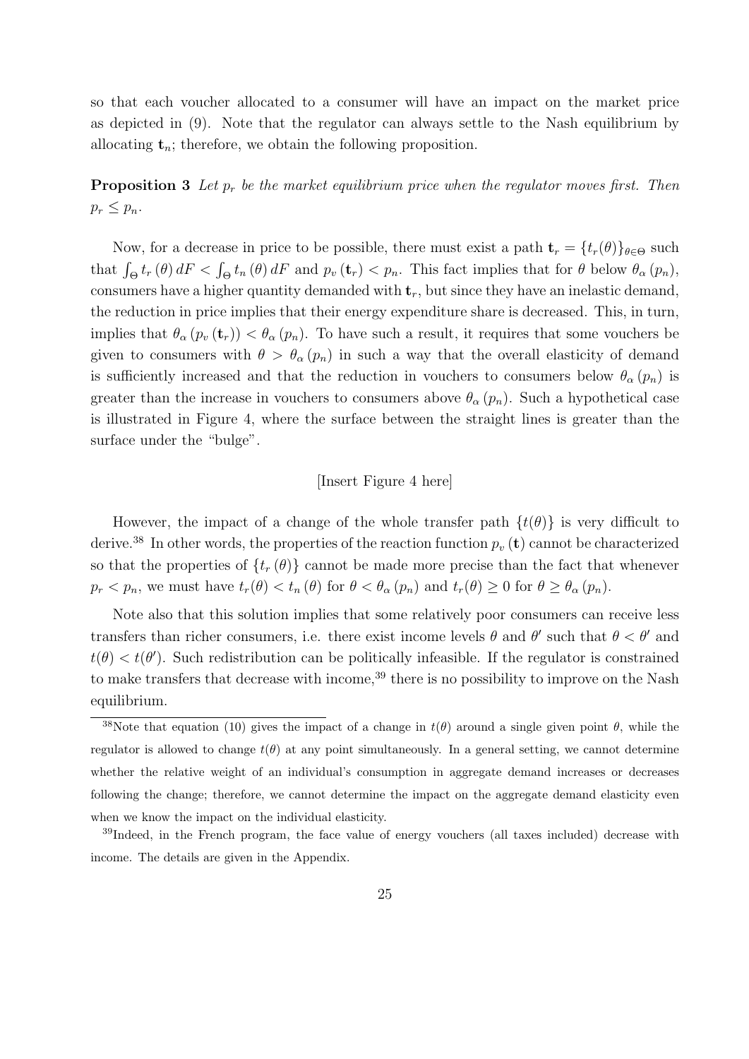so that each voucher allocated to a consumer will have an impact on the market price as depicted in (9). Note that the regulator can always settle to the Nash equilibrium by allocating $\mathbf{t}_n$; therefore, we obtain the following proposition.

**Proposition 3** *Let $p_r$ be the market equilibrium price when the regulator moves first. Then $p_r \leq p_n$.*

Now, for a decrease in price to be possible, there must exist a path $\mathbf{t}_r = \{t_r(\theta)\}_{\theta \in \Theta}$ such that $\int_\Theta t_r(\theta)\, dF < \int_\Theta t_n(\theta)\, dF$ and $p_v(\mathbf{t}_r) < p_n$. This fact implies that for $\theta$ below $\theta_\alpha(p_n)$, consumers have a higher quantity demanded with $\mathbf{t}_r$, but since they have an inelastic demand, the reduction in price implies that their energy expenditure share is decreased. This, in turn, implies that $\theta_\alpha(p_v(\mathbf{t}_r)) < \theta_\alpha(p_n)$. To have such a result, it requires that some vouchers be given to consumers with $\theta > \theta_\alpha(p_n)$ in such a way that the overall elasticity of demand is sufficiently increased and that the reduction in vouchers to consumers below $\theta_\alpha(p_n)$ is greater than the increase in vouchers to consumers above $\theta_\alpha(p_n)$. Such a hypothetical case is illustrated in Figure 4, where the surface between the straight lines is greater than the surface under the "bulge".

[Insert Figure 4 here]

However, the impact of a change of the whole transfer path $\{t(\theta)\}$ is very difficult to derive.[38] In other words, the properties of the reaction function $p_v(\mathbf{t})$ cannot be characterized so that the properties of $\{t_r(\theta)\}$ cannot be made more precise than the fact that whenever $p_r < p_n$, we must have $t_r(\theta) < t_n(\theta)$ for $\theta < \theta_\alpha(p_n)$ and $t_r(\theta) \geq 0$ for $\theta \geq \theta_\alpha(p_n)$.

Note also that this solution implies that some relatively poor consumers can receive less transfers than richer consumers, i.e. there exist income levels $\theta$ and $\theta'$ such that $\theta < \theta'$ and $t(\theta) < t(\theta')$. Such redistribution can be politically infeasible. If the regulator is constrained to make transfers that decrease with income,[39] there is no possibility to improve on the Nash equilibrium.

[38] Note that equation (10) gives the impact of a change in $t(\theta)$ around a single given point $\theta$, while the regulator is allowed to change $t(\theta)$ at any point simultaneously. In a general setting, we cannot determine whether the relative weight of an individual's consumption in aggregate demand increases or decreases following the change; therefore, we cannot determine the impact on the aggregate demand elasticity even when we know the impact on the individual elasticity.

[39] Indeed, in the French program, the face value of energy vouchers (all taxes included) decrease with income. The details are given in the Appendix.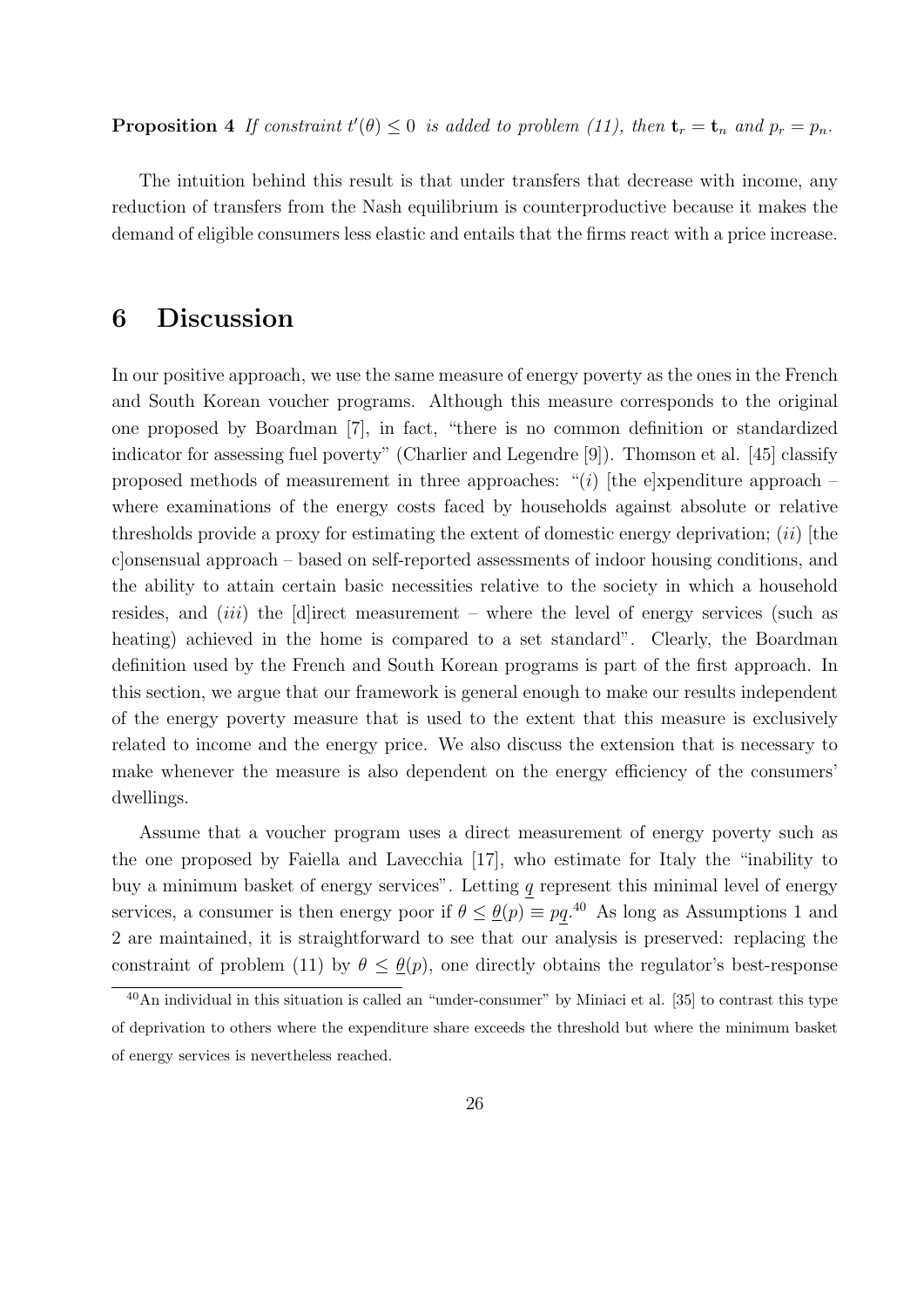**Proposition 4** *If constraint $t'(\theta) \leq 0$ is added to problem (11), then $\mathbf{t}_r = \mathbf{t}_n$ and $p_r = p_n$.*

The intuition behind this result is that under transfers that decrease with income, any reduction of transfers from the Nash equilibrium is counterproductive because it makes the demand of eligible consumers less elastic and entails that the firms react with a price increase.

# 6 Discussion

In our positive approach, we use the same measure of energy poverty as the ones in the French and South Korean voucher programs. Although this measure corresponds to the original one proposed by Boardman [7], in fact, "there is no common definition or standardized indicator for assessing fuel poverty" (Charlier and Legendre [9]). Thomson et al. [45] classify proposed methods of measurement in three approaches: "(*i*) [the e]xpenditure approach – where examinations of the energy costs faced by households against absolute or relative thresholds provide a proxy for estimating the extent of domestic energy deprivation; (*ii*) [the c]onsensual approach – based on self-reported assessments of indoor housing conditions, and the ability to attain certain basic necessities relative to the society in which a household resides, and (*iii*) the [d]irect measurement – where the level of energy services (such as heating) achieved in the home is compared to a set standard". Clearly, the Boardman definition used by the French and South Korean programs is part of the first approach. In this section, we argue that our framework is general enough to make our results independent of the energy poverty measure that is used to the extent that this measure is exclusively related to income and the energy price. We also discuss the extension that is necessary to make whenever the measure is also dependent on the energy efficiency of the consumers' dwellings.

Assume that a voucher program uses a direct measurement of energy poverty such as the one proposed by Faiella and Lavecchia [17], who estimate for Italy the "inability to buy a minimum basket of energy services". Letting $\underline{q}$ represent this minimal level of energy services, a consumer is then energy poor if $\theta \leq \underline{\theta}(p) \equiv p\underline{q}$.[40] As long as Assumptions 1 and 2 are maintained, it is straightforward to see that our analysis is preserved: replacing the constraint of problem (11) by $\theta \leq \underline{\theta}(p)$, one directly obtains the regulator's best-response

[40] An individual in this situation is called an "under-consumer" by Miniaci et al. [35] to contrast this type of deprivation to others where the expenditure share exceeds the threshold but where the minimum basket of energy services is nevertheless reached.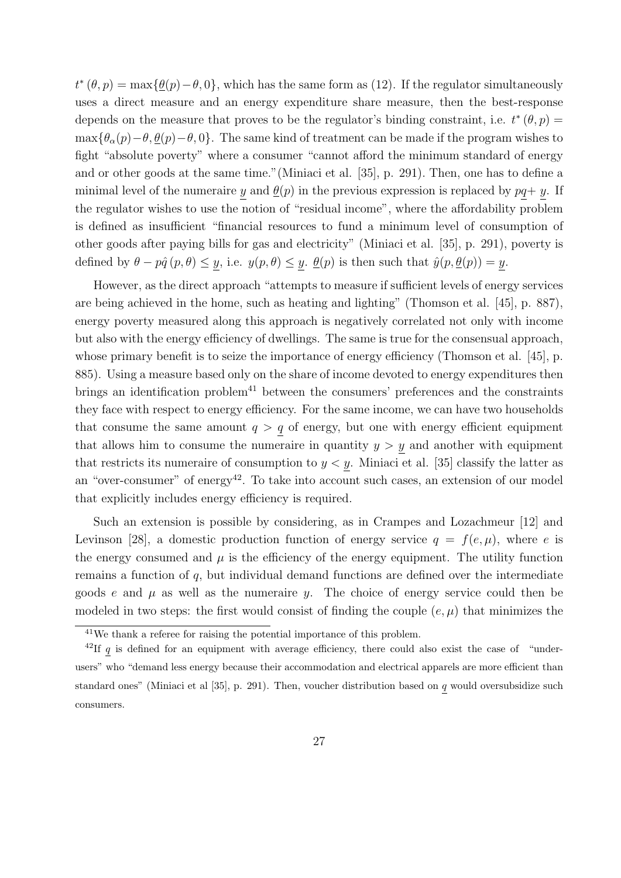$t^*(\theta, p) = \max\{\underline{\theta}(p) - \theta, 0\}$, which has the same form as (12). If the regulator simultaneously uses a direct measure and an energy expenditure share measure, then the best-response depends on the measure that proves to be the regulator's binding constraint, i.e. $t^*(\theta, p) = \max\{\theta_\alpha(p) - \theta, \underline{\theta}(p) - \theta, 0\}$. The same kind of treatment can be made if the program wishes to fight "absolute poverty" where a consumer "cannot afford the minimum standard of energy and or other goods at the same time."(Miniaci et al. [35], p. 291). Then, one has to define a minimal level of the numeraire $\underline{y}$ and $\underline{\theta}(p)$ in the previous expression is replaced by $p\underline{q} + \underline{y}$. If the regulator wishes to use the notion of "residual income", where the affordability problem is defined as insufficient "financial resources to fund a minimum level of consumption of other goods after paying bills for gas and electricity" (Miniaci et al. [35], p. 291), poverty is defined by $\theta - p\hat{q}(p, \theta) \leq \underline{y}$, i.e. $y(p, \theta) \leq \underline{y}$. $\underline{\theta}(p)$ is then such that $\hat{y}(p, \underline{\theta}(p)) = \underline{y}$.

However, as the direct approach "attempts to measure if sufficient levels of energy services are being achieved in the home, such as heating and lighting" (Thomson et al. [45], p. 887), energy poverty measured along this approach is negatively correlated not only with income but also with the energy efficiency of dwellings. The same is true for the consensual approach, whose primary benefit is to seize the importance of energy efficiency (Thomson et al. [45], p. 885). Using a measure based only on the share of income devoted to energy expenditures then brings an identification problem[41] between the consumers' preferences and the constraints they face with respect to energy efficiency. For the same income, we can have two households that consume the same amount $q > \underline{q}$ of energy, but one with energy efficient equipment that allows him to consume the numeraire in quantity $y > \underline{y}$ and another with equipment that restricts its numeraire of consumption to $y < \underline{y}$. Miniaci et al. [35] classify the latter as an "over-consumer" of energy[42]. To take into account such cases, an extension of our model that explicitly includes energy efficiency is required.

Such an extension is possible by considering, as in Crampes and Lozachmeur [12] and Levinson [28], a domestic production function of energy service $q = f(e, \mu)$, where $e$ is the energy consumed and $\mu$ is the efficiency of the energy equipment. The utility function remains a function of $q$, but individual demand functions are defined over the intermediate goods $e$ and $\mu$ as well as the numeraire $y$. The choice of energy service could then be modeled in two steps: the first would consist of finding the couple $(e, \mu)$ that minimizes the

[41] We thank a referee for raising the potential importance of this problem.

[42] If $\underline{q}$ is defined for an equipment with average efficiency, there could also exist the case of "under-users" who "demand less energy because their accommodation and electrical apparels are more efficient than standard ones" (Miniaci et al [35], p. 291). Then, voucher distribution based on $\underline{q}$ would oversubsidize such consumers.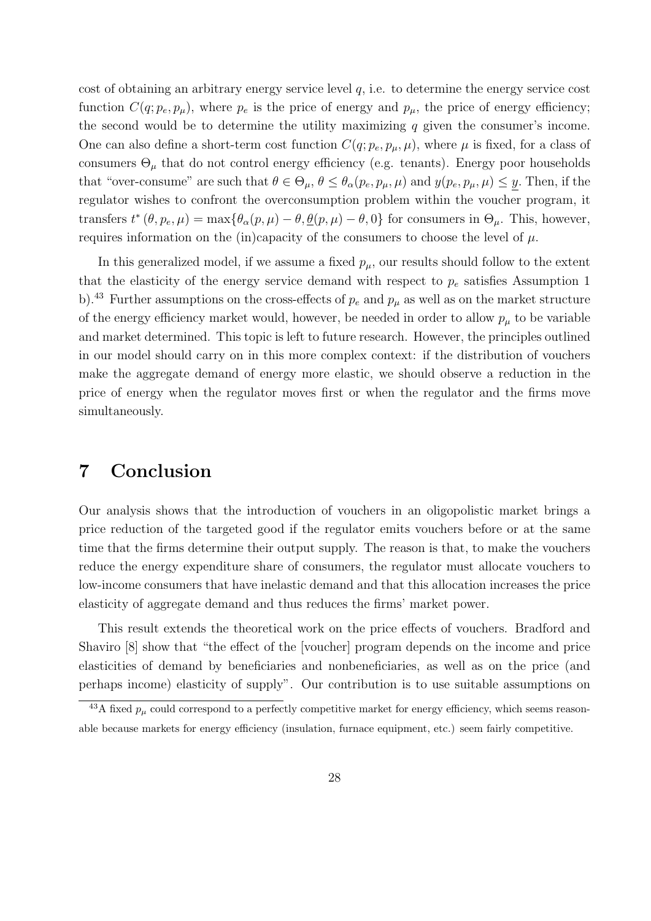cost of obtaining an arbitrary energy service level $q$, i.e. to determine the energy service cost function $C(q; p_e, p_\mu)$, where $p_e$ is the price of energy and $p_\mu$, the price of energy efficiency; the second would be to determine the utility maximizing $q$ given the consumer's income. One can also define a short-term cost function $C(q; p_e, p_\mu, \mu)$, where $\mu$ is fixed, for a class of consumers $\Theta_\mu$ that do not control energy efficiency (e.g. tenants). Energy poor households that "over-consume" are such that $\theta \in \Theta_\mu$, $\theta \leq \theta_\alpha(p_e, p_\mu, \mu)$ and $y(p_e, p_\mu, \mu) \leq \underline{y}$. Then, if the regulator wishes to confront the overconsumption problem within the voucher program, it transfers $t^*(\theta, p_e, \mu) = \max\{\theta_\alpha(p, \mu) - \theta, \underline{\theta}(p, \mu) - \theta, 0\}$ for consumers in $\Theta_\mu$. This, however, requires information on the (in)capacity of the consumers to choose the level of $\mu$.

In this generalized model, if we assume a fixed $p_\mu$, our results should follow to the extent that the elasticity of the energy service demand with respect to $p_e$ satisfies Assumption 1 b).[43] Further assumptions on the cross-effects of $p_e$ and $p_\mu$ as well as on the market structure of the energy efficiency market would, however, be needed in order to allow $p_\mu$ to be variable and market determined. This topic is left to future research. However, the principles outlined in our model should carry on in this more complex context: if the distribution of vouchers make the aggregate demand of energy more elastic, we should observe a reduction in the price of energy when the regulator moves first or when the regulator and the firms move simultaneously.

# 7 Conclusion

Our analysis shows that the introduction of vouchers in an oligopolistic market brings a price reduction of the targeted good if the regulator emits vouchers before or at the same time that the firms determine their output supply. The reason is that, to make the vouchers reduce the energy expenditure share of consumers, the regulator must allocate vouchers to low-income consumers that have inelastic demand and that this allocation increases the price elasticity of aggregate demand and thus reduces the firms' market power.

This result extends the theoretical work on the price effects of vouchers. Bradford and Shaviro [8] show that "the effect of the [voucher] program depends on the income and price elasticities of demand by beneficiaries and nonbeneficiaries, as well as on the price (and perhaps income) elasticity of supply". Our contribution is to use suitable assumptions on

[43] A fixed $p_\mu$ could correspond to a perfectly competitive market for energy efficiency, which seems reasonable because markets for energy efficiency (insulation, furnace equipment, etc.) seem fairly competitive.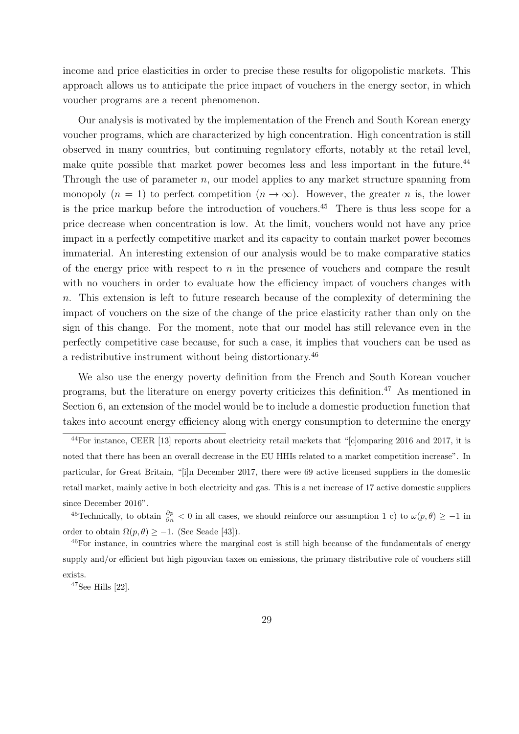income and price elasticities in order to precise these results for oligopolistic markets. This approach allows us to anticipate the price impact of vouchers in the energy sector, in which voucher programs are a recent phenomenon.

Our analysis is motivated by the implementation of the French and South Korean energy voucher programs, which are characterized by high concentration. High concentration is still observed in many countries, but continuing regulatory efforts, notably at the retail level, make quite possible that market power becomes less and less important in the future.[44] Through the use of parameter $n$, our model applies to any market structure spanning from monopoly ($n = 1$) to perfect competition ($n \to \infty$). However, the greater $n$ is, the lower is the price markup before the introduction of vouchers.[45] There is thus less scope for a price decrease when concentration is low. At the limit, vouchers would not have any price impact in a perfectly competitive market and its capacity to contain market power becomes immaterial. An interesting extension of our analysis would be to make comparative statics of the energy price with respect to $n$ in the presence of vouchers and compare the result with no vouchers in order to evaluate how the efficiency impact of vouchers changes with $n$. This extension is left to future research because of the complexity of determining the impact of vouchers on the size of the change of the price elasticity rather than only on the sign of this change. For the moment, note that our model has still relevance even in the perfectly competitive case because, for such a case, it implies that vouchers can be used as a redistributive instrument without being distortionary.[46]

We also use the energy poverty definition from the French and South Korean voucher programs, but the literature on energy poverty criticizes this definition.[47] As mentioned in Section 6, an extension of the model would be to include a domestic production function that takes into account energy efficiency along with energy consumption to determine the energy

---

[44]For instance, CEER [13] reports about electricity retail markets that "[c]omparing 2016 and 2017, it is noted that there has been an overall decrease in the EU HHIs related to a market competition increase". In particular, for Great Britain, "[i]n December 2017, there were 69 active licensed suppliers in the domestic retail market, mainly active in both electricity and gas. This is a net increase of 17 active domestic suppliers since December 2016".

[45]Technically, to obtain $\frac{\partial p}{\partial n} < 0$ in all cases, we should reinforce our assumption 1 c) to $\omega(p, \theta) \geq -1$ in order to obtain $\Omega(p, \theta) \geq -1$. (See Seade [43]).

[46]For instance, in countries where the marginal cost is still high because of the fundamentals of energy supply and/or efficient but high pigouvian taxes on emissions, the primary distributive role of vouchers still exists.

[47]See Hills [22].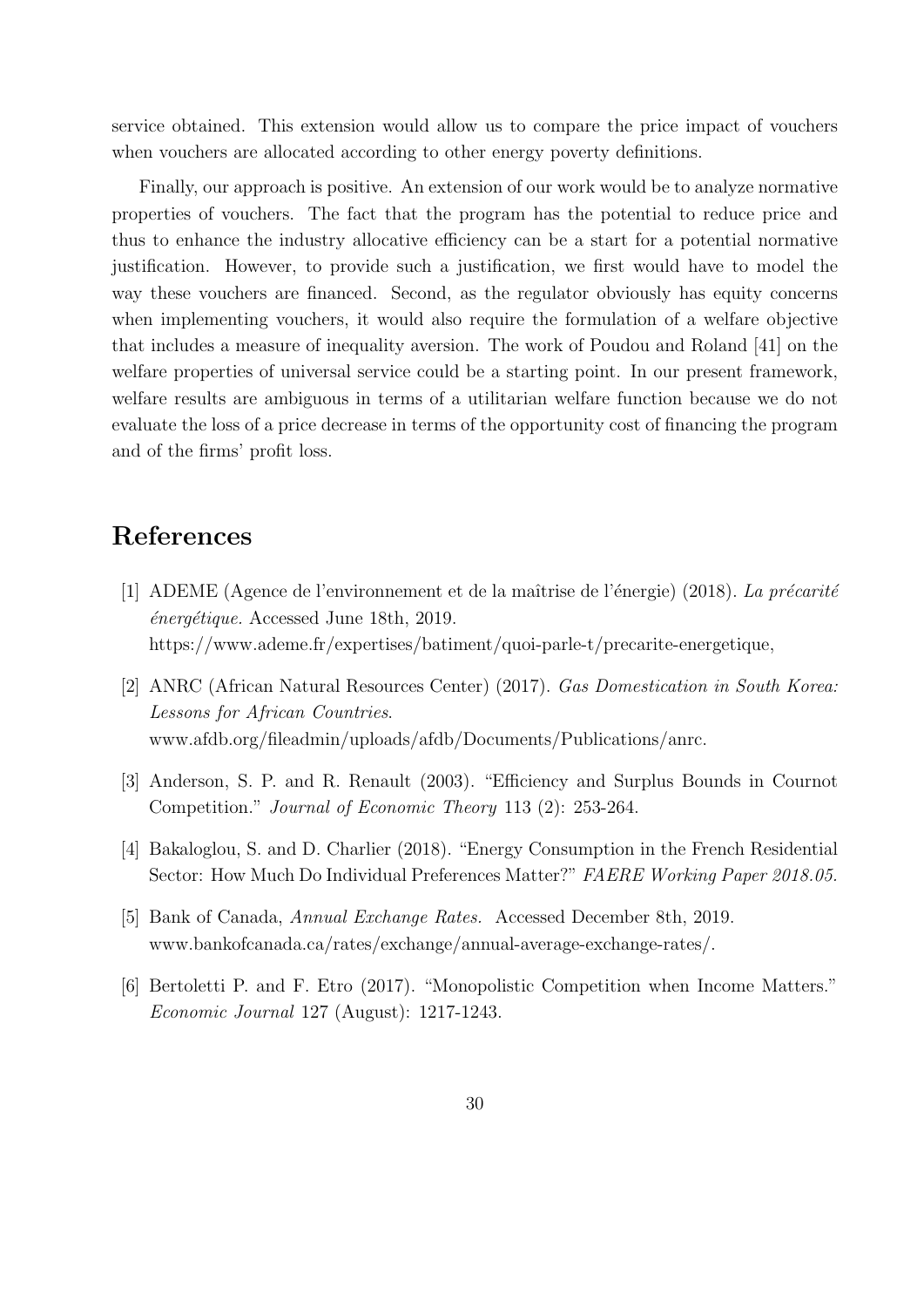service obtained. This extension would allow us to compare the price impact of vouchers when vouchers are allocated according to other energy poverty definitions.

Finally, our approach is positive. An extension of our work would be to analyze normative properties of vouchers. The fact that the program has the potential to reduce price and thus to enhance the industry allocative efficiency can be a start for a potential normative justification. However, to provide such a justification, we first would have to model the way these vouchers are financed. Second, as the regulator obviously has equity concerns when implementing vouchers, it would also require the formulation of a welfare objective that includes a measure of inequality aversion. The work of Poudou and Roland [41] on the welfare properties of universal service could be a starting point. In our present framework, welfare results are ambiguous in terms of a utilitarian welfare function because we do not evaluate the loss of a price decrease in terms of the opportunity cost of financing the program and of the firms' profit loss.

# References

[1] ADEME (Agence de l'environnement et de la maîtrise de l'énergie) (2018). *La précarité énergétique.* Accessed June 18th, 2019.
https://www.ademe.fr/expertises/batiment/quoi-parle-t/precarite-energetique,

[2] ANRC (African Natural Resources Center) (2017). *Gas Domestication in South Korea: Lessons for African Countries.*
www.afdb.org/fileadmin/uploads/afdb/Documents/Publications/anrc.

[3] Anderson, S. P. and R. Renault (2003). "Efficiency and Surplus Bounds in Cournot Competition." *Journal of Economic Theory* 113 (2): 253-264.

[4] Bakaloglou, S. and D. Charlier (2018). "Energy Consumption in the French Residential Sector: How Much Do Individual Preferences Matter?" *FAERE Working Paper 2018.05.*

[5] Bank of Canada, *Annual Exchange Rates.* Accessed December 8th, 2019.
www.bankofcanada.ca/rates/exchange/annual-average-exchange-rates/.

[6] Bertoletti P. and F. Etro (2017). "Monopolistic Competition when Income Matters." *Economic Journal* 127 (August): 1217-1243.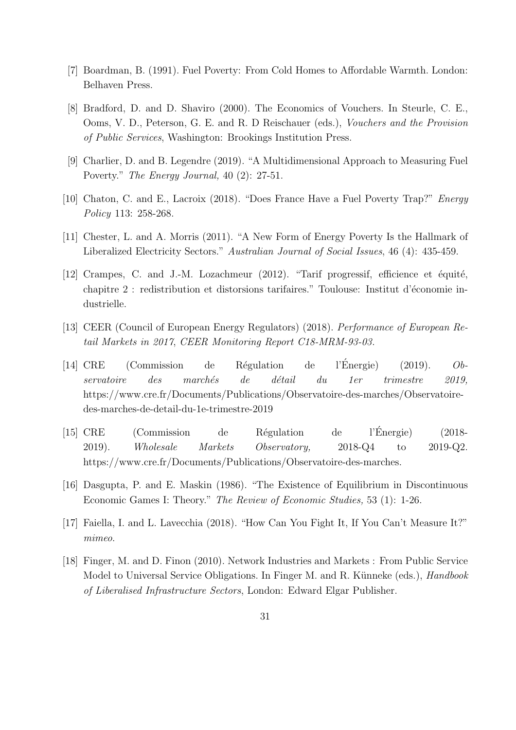[7] Boardman, B. (1991). Fuel Poverty: From Cold Homes to Affordable Warmth. London: Belhaven Press.

[8] Bradford, D. and D. Shaviro (2000). The Economics of Vouchers. In Steurle, C. E., Ooms, V. D., Peterson, G. E. and R. D Reischauer (eds.), *Vouchers and the Provision of Public Services*, Washington: Brookings Institution Press.

[9] Charlier, D. and B. Legendre (2019). "A Multidimensional Approach to Measuring Fuel Poverty." *The Energy Journal,* 40 (2): 27-51.

[10] Chaton, C. and E., Lacroix (2018). "Does France Have a Fuel Poverty Trap?" *Energy Policy* 113: 258-268.

[11] Chester, L. and A. Morris (2011). "A New Form of Energy Poverty Is the Hallmark of Liberalized Electricity Sectors." *Australian Journal of Social Issues*, 46 (4): 435-459.

[12] Crampes, C. and J.-M. Lozachmeur (2012). "Tarif progressif, efficience et équité, chapitre 2 : redistribution et distorsions tarifaires." Toulouse: Institut d'économie industrielle.

[13] CEER (Council of European Energy Regulators) (2018). *Performance of European Retail Markets in 2017, CEER Monitoring Report C18-MRM-93-03.*

[14] CRE (Commission de Régulation de l'Énergie) (2019). *Observatoire des marchés de détail du 1er trimestre 2019,* https://www.cre.fr/Documents/Publications/Observatoire-des-marches/Observatoire-des-marches-de-detail-du-1e-trimestre-2019

[15] CRE (Commission de Régulation de l'Énergie) (2018-2019). *Wholesale Markets Observatory,* 2018-Q4 to 2019-Q2. https://www.cre.fr/Documents/Publications/Observatoire-des-marches.

[16] Dasgupta, P. and E. Maskin (1986). "The Existence of Equilibrium in Discontinuous Economic Games I: Theory." *The Review of Economic Studies,* 53 (1): 1-26.

[17] Faiella, I. and L. Lavecchia (2018). "How Can You Fight It, If You Can't Measure It?" *mimeo.*

[18] Finger, M. and D. Finon (2010). Network Industries and Markets : From Public Service Model to Universal Service Obligations. In Finger M. and R. Künneke (eds.), *Handbook of Liberalised Infrastructure Sectors*, London: Edward Elgar Publisher.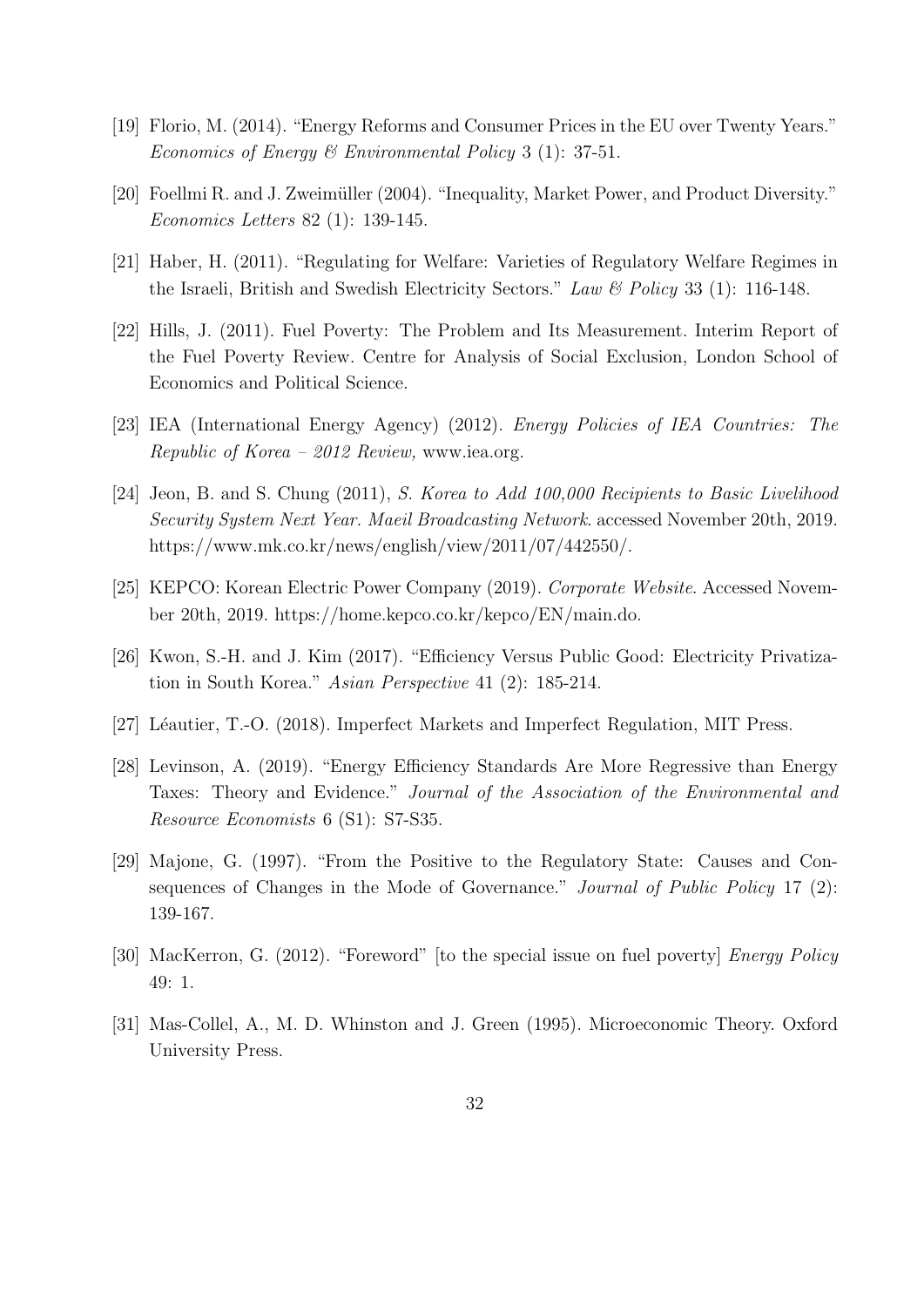[19] Florio, M. (2014). "Energy Reforms and Consumer Prices in the EU over Twenty Years." *Economics of Energy & Environmental Policy* 3 (1): 37-51.

[20] Foellmi R. and J. Zweimüller (2004). "Inequality, Market Power, and Product Diversity." *Economics Letters* 82 (1): 139-145.

[21] Haber, H. (2011). "Regulating for Welfare: Varieties of Regulatory Welfare Regimes in the Israeli, British and Swedish Electricity Sectors." *Law & Policy* 33 (1): 116-148.

[22] Hills, J. (2011). Fuel Poverty: The Problem and Its Measurement. Interim Report of the Fuel Poverty Review. Centre for Analysis of Social Exclusion, London School of Economics and Political Science.

[23] IEA (International Energy Agency) (2012). *Energy Policies of IEA Countries: The Republic of Korea – 2012 Review,* www.iea.org.

[24] Jeon, B. and S. Chung (2011), *S. Korea to Add 100,000 Recipients to Basic Livelihood Security System Next Year. Maeil Broadcasting Network*. accessed November 20th, 2019. https://www.mk.co.kr/news/english/view/2011/07/442550/.

[25] KEPCO: Korean Electric Power Company (2019). *Corporate Website*. Accessed November 20th, 2019. https://home.kepco.co.kr/kepco/EN/main.do.

[26] Kwon, S.-H. and J. Kim (2017). "Efficiency Versus Public Good: Electricity Privatization in South Korea." *Asian Perspective* 41 (2): 185-214.

[27] Léautier, T.-O. (2018). Imperfect Markets and Imperfect Regulation, MIT Press.

[28] Levinson, A. (2019). "Energy Efficiency Standards Are More Regressive than Energy Taxes: Theory and Evidence." *Journal of the Association of the Environmental and Resource Economists* 6 (S1): S7-S35.

[29] Majone, G. (1997). "From the Positive to the Regulatory State: Causes and Consequences of Changes in the Mode of Governance." *Journal of Public Policy* 17 (2): 139-167.

[30] MacKerron, G. (2012). "Foreword" [to the special issue on fuel poverty] *Energy Policy* 49: 1.

[31] Mas-Collel, A., M. D. Whinston and J. Green (1995). Microeconomic Theory. Oxford University Press.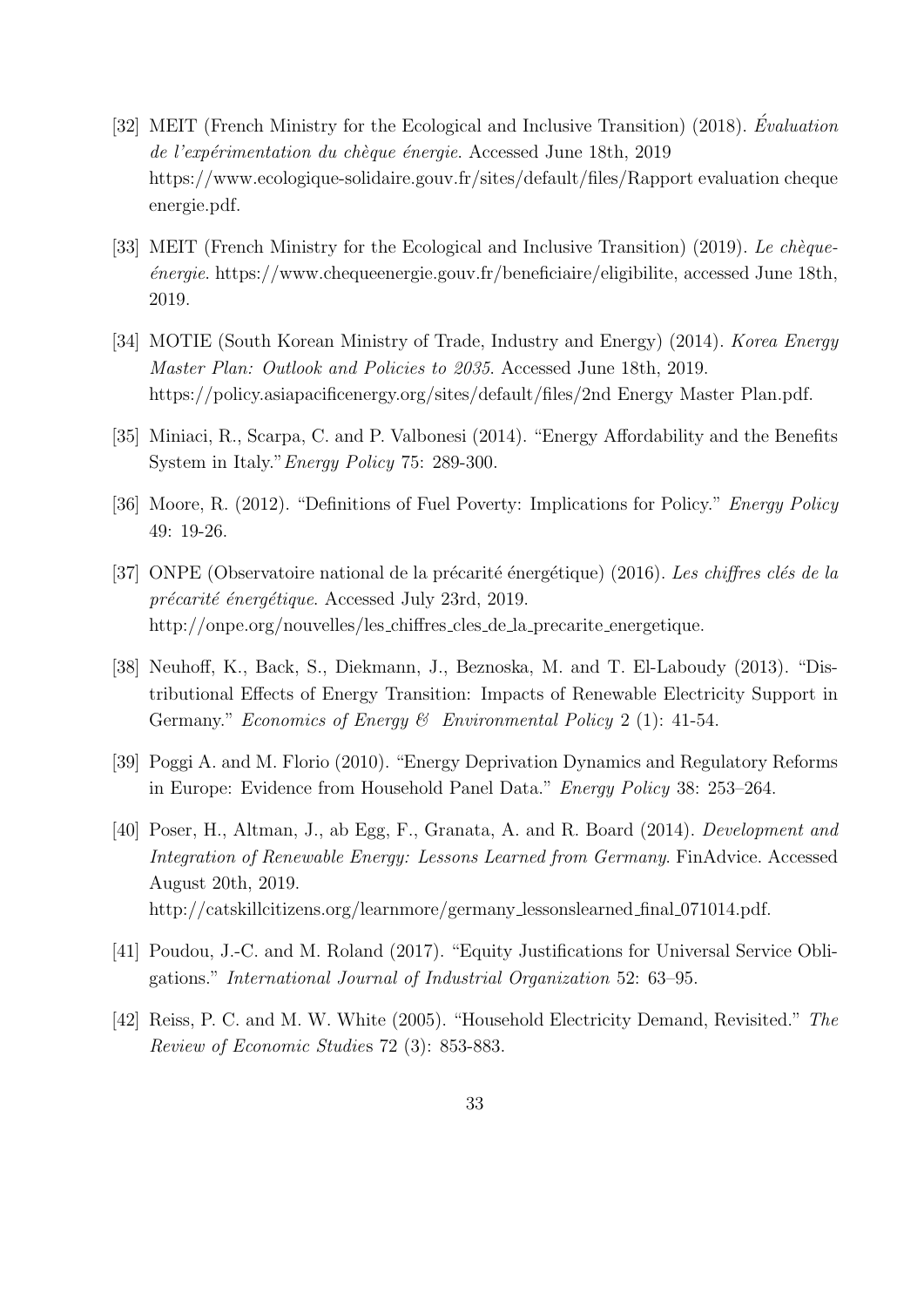[32] MEIT (French Ministry for the Ecological and Inclusive Transition) (2018). *Évaluation de l'expérimentation du chèque énergie*. Accessed June 18th, 2019 https://www.ecologique-solidaire.gouv.fr/sites/default/files/Rapport evaluation cheque energie.pdf.

[33] MEIT (French Ministry for the Ecological and Inclusive Transition) (2019). *Le chèque-énergie*. https://www.chequeenergie.gouv.fr/beneficiaire/eligibilite, accessed June 18th, 2019.

[34] MOTIE (South Korean Ministry of Trade, Industry and Energy) (2014). *Korea Energy Master Plan: Outlook and Policies to 2035*. Accessed June 18th, 2019. https://policy.asiapacificenergy.org/sites/default/files/2nd Energy Master Plan.pdf.

[35] Miniaci, R., Scarpa, C. and P. Valbonesi (2014). "Energy Affordability and the Benefits System in Italy." *Energy Policy* 75: 289-300.

[36] Moore, R. (2012). "Definitions of Fuel Poverty: Implications for Policy." *Energy Policy* 49: 19-26.

[37] ONPE (Observatoire national de la précarité énergétique) (2016). *Les chiffres clés de la précarité énergétique*. Accessed July 23rd, 2019. http://onpe.org/nouvelles/les_chiffres_cles_de_la_precarite_energetique.

[38] Neuhoff, K., Back, S., Diekmann, J., Beznoska, M. and T. El-Laboudy (2013). "Distributional Effects of Energy Transition: Impacts of Renewable Electricity Support in Germany." *Economics of Energy & Environmental Policy* 2 (1): 41-54.

[39] Poggi A. and M. Florio (2010). "Energy Deprivation Dynamics and Regulatory Reforms in Europe: Evidence from Household Panel Data." *Energy Policy* 38: 253–264.

[40] Poser, H., Altman, J., ab Egg, F., Granata, A. and R. Board (2014). *Development and Integration of Renewable Energy: Lessons Learned from Germany*. FinAdvice. Accessed August 20th, 2019. http://catskillcitizens.org/learnmore/germany_lessonslearned_final_071014.pdf.

[41] Poudou, J.-C. and M. Roland (2017). "Equity Justifications for Universal Service Obligations." *International Journal of Industrial Organization* 52: 63–95.

[42] Reiss, P. C. and M. W. White (2005). "Household Electricity Demand, Revisited." *The Review of Economic Studies* 72 (3): 853-883.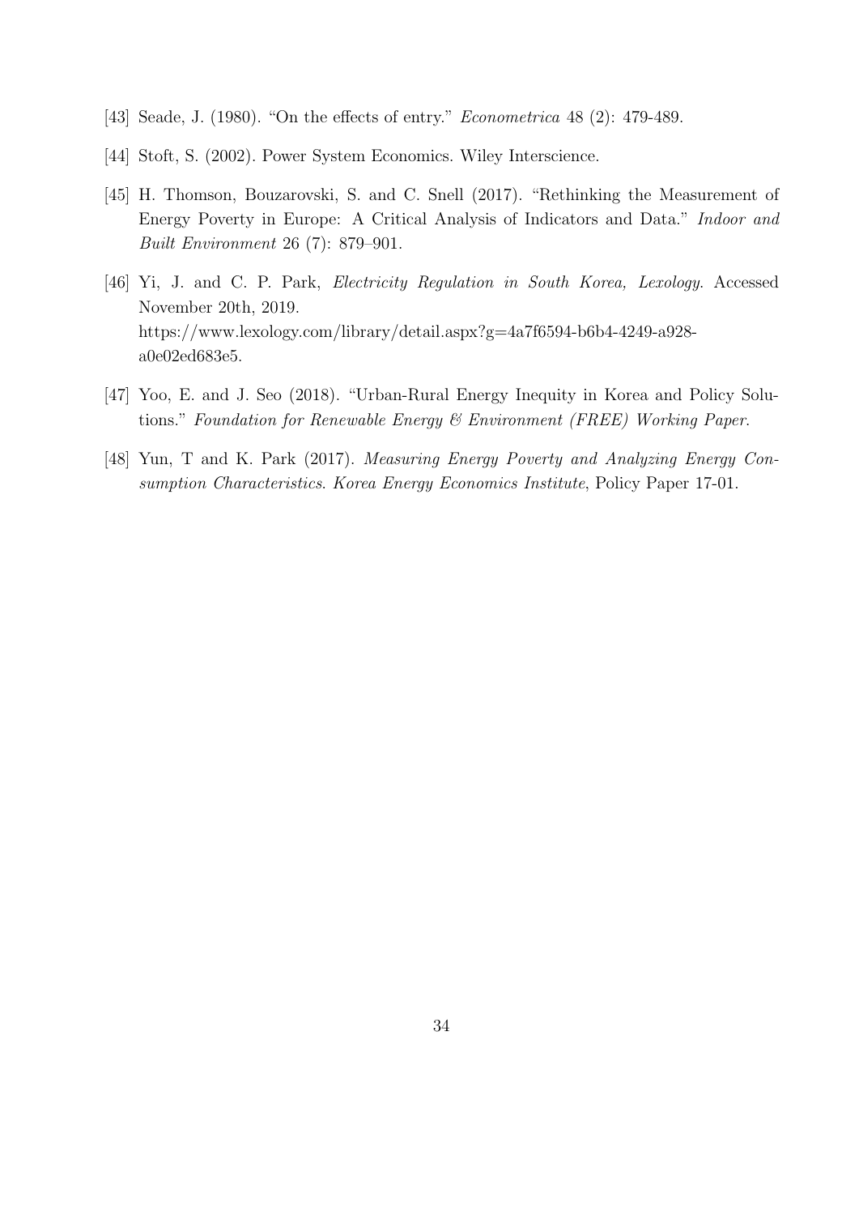[43] Seade, J. (1980). "On the effects of entry." *Econometrica* 48 (2): 479-489.

[44] Stoft, S. (2002). Power System Economics. Wiley Interscience.

[45] H. Thomson, Bouzarovski, S. and C. Snell (2017). "Rethinking the Measurement of Energy Poverty in Europe: A Critical Analysis of Indicators and Data." *Indoor and Built Environment* 26 (7): 879–901.

[46] Yi, J. and C. P. Park, *Electricity Regulation in South Korea, Lexology.* Accessed November 20th, 2019. https://www.lexology.com/library/detail.aspx?g=4a7f6594-b6b4-4249-a928-a0e02ed683e5.

[47] Yoo, E. and J. Seo (2018). "Urban-Rural Energy Inequity in Korea and Policy Solutions." *Foundation for Renewable Energy & Environment (FREE) Working Paper.*

[48] Yun, T and K. Park (2017). *Measuring Energy Poverty and Analyzing Energy Consumption Characteristics. Korea Energy Economics Institute*, Policy Paper 17-01.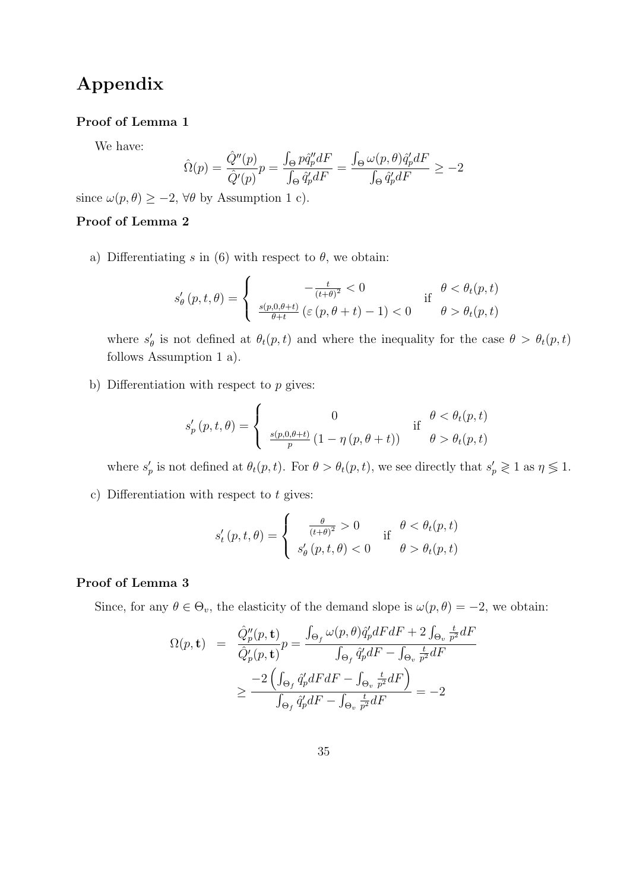# Appendix

### Proof of Lemma 1

We have:

$$\hat{\Omega}(p) = \frac{\hat{Q}''(p)}{\hat{Q}'(p)}p = \frac{\int_{\Theta} p\hat{q}_p'' dF}{\int_{\Theta} \hat{q}_p' dF} = \frac{\int_{\Theta} \omega(p,\theta)\hat{q}_p' dF}{\int_{\Theta} \hat{q}_p' dF} \geq -2$$

since $\omega(p,\theta) \geq -2$, $\forall \theta$ by Assumption 1 c).

### Proof of Lemma 2

a) Differentiating $s$ in (6) with respect to $\theta$, we obtain:

$$s_{\theta}'(p,t,\theta) = \begin{cases} -\frac{t}{(t+\theta)^2} < 0 & \text{if } \theta < \theta_t(p,t) \\ \frac{s(p,0,\theta+t)}{\theta+t}\left(\varepsilon(p,\theta+t) - 1\right) < 0 & \phantom{\text{if }} \theta > \theta_t(p,t) \end{cases}$$

where $s_{\theta}'$ is not defined at $\theta_t(p,t)$ and where the inequality for the case $\theta > \theta_t(p,t)$ follows Assumption 1 a).

b) Differentiation with respect to $p$ gives:

$$s_p'(p,t,\theta) = \begin{cases} 0 & \text{if } \theta < \theta_t(p,t) \\ \frac{s(p,0,\theta+t)}{p}\left(1 - \eta(p,\theta+t)\right) & \phantom{\text{if }} \theta > \theta_t(p,t) \end{cases}$$

where $s_p'$ is not defined at $\theta_t(p,t)$. For $\theta > \theta_t(p,t)$, we see directly that $s_p' \gtreqless 1$ as $\eta \lesseqgtr 1$.

c) Differentiation with respect to $t$ gives:

$$s_t'(p,t,\theta) = \begin{cases} \frac{\theta}{(t+\theta)^2} > 0 & \text{if } \theta < \theta_t(p,t) \\ s_{\theta}'(p,t,\theta) < 0 & \phantom{\text{if }} \theta > \theta_t(p,t) \end{cases}$$

### Proof of Lemma 3

Since, for any $\theta \in \Theta_v$, the elasticity of the demand slope is $\omega(p,\theta) = -2$, we obtain:

$$\begin{aligned} \Omega(p,\mathbf{t}) &= \frac{\hat{Q}_p''(p,\mathbf{t})}{\hat{Q}_p'(p,\mathbf{t})}p = \frac{\int_{\Theta_f} \omega(p,\theta)\hat{q}_p' dF dF + 2\int_{\Theta_v} \frac{t}{p^2} dF}{\int_{\Theta_f} \hat{q}_p' dF - \int_{\Theta_v} \frac{t}{p^2} dF} \\ &\geq \frac{-2\left(\int_{\Theta_f} \hat{q}_p' dF dF - \int_{\Theta_v} \frac{t}{p^2} dF\right)}{\int_{\Theta_f} \hat{q}_p' dF - \int_{\Theta_v} \frac{t}{p^2} dF} = -2 \end{aligned}$$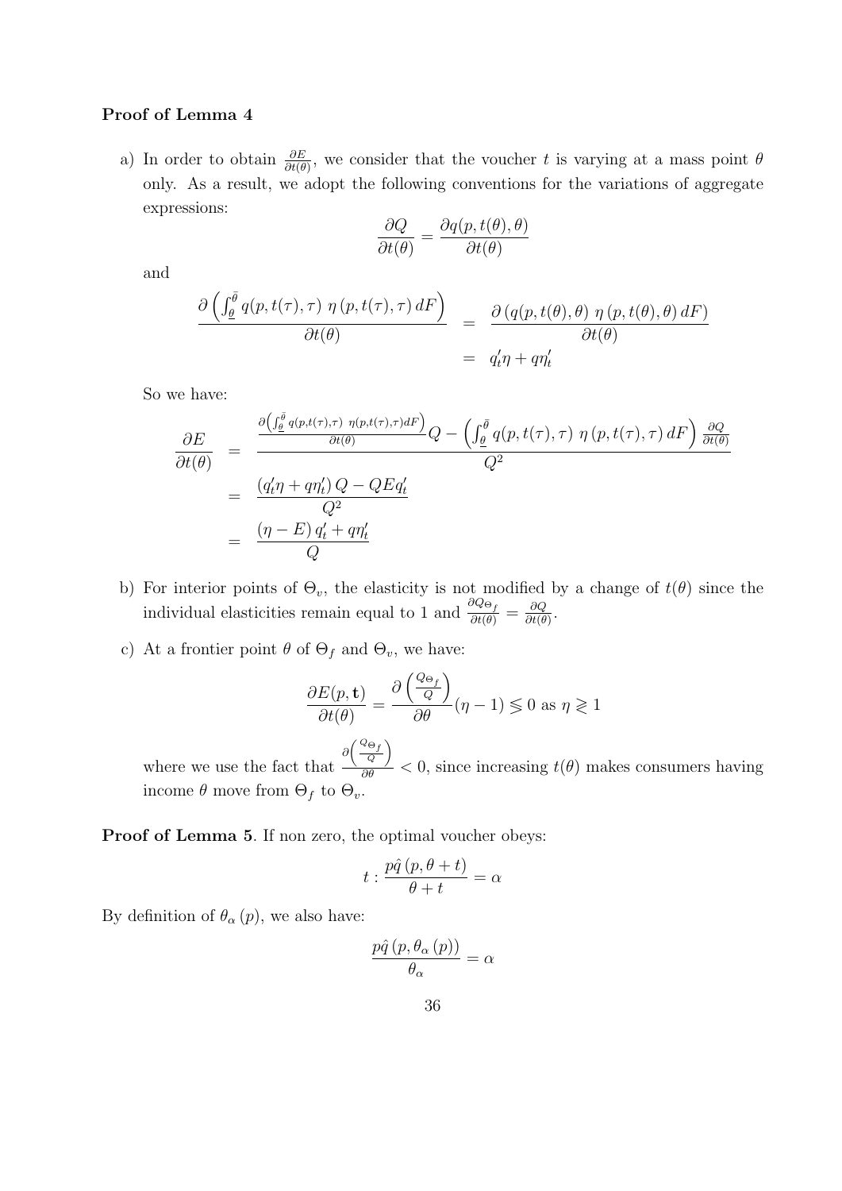**Proof of Lemma 4**

a) In order to obtain $\frac{\partial E}{\partial t(\theta)}$, we consider that the voucher $t$ is varying at a mass point $\theta$ only. As a result, we adopt the following conventions for the variations of aggregate expressions:

$$\frac{\partial Q}{\partial t(\theta)} = \frac{\partial q(p, t(\theta), \theta)}{\partial t(\theta)}$$

and

$$\begin{aligned}
\frac{\partial \left( \int_{\underline{\theta}}^{\bar{\theta}} q(p, t(\tau), \tau) \ \eta\left(p, t(\tau), \tau\right) dF \right)}{\partial t(\theta)} &= \frac{\partial \left( q(p, t(\theta), \theta) \ \eta\left(p, t(\theta), \theta\right) dF \right)}{\partial t(\theta)} \\
&= q_t' \eta + q \eta_t'
\end{aligned}$$

So we have:

$$\begin{aligned}
\frac{\partial E}{\partial t(\theta)} &= \frac{\frac{\partial \left( \int_{\underline{\theta}}^{\bar{\theta}} q(p, t(\tau), \tau) \ \eta(p, t(\tau), \tau) dF \right)}{\partial t(\theta)} Q - \left( \int_{\underline{\theta}}^{\bar{\theta}} q(p, t(\tau), \tau) \ \eta\left(p, t(\tau), \tau\right) dF \right) \frac{\partial Q}{\partial t(\theta)}}{Q^2} \\
&= \frac{\left( q_t' \eta + q \eta_t' \right) Q - Q E q_t'}{Q^2} \\
&= \frac{\left( \eta - E \right) q_t' + q \eta_t'}{Q}
\end{aligned}$$

b) For interior points of $\Theta_v$, the elasticity is not modified by a change of $t(\theta)$ since the individual elasticities remain equal to 1 and $\frac{\partial Q_{\Theta_f}}{\partial t(\theta)} = \frac{\partial Q}{\partial t(\theta)}$.

c) At a frontier point $\theta$ of $\Theta_f$ and $\Theta_v$, we have:

$$\frac{\partial E(p, \mathbf{t})}{\partial t(\theta)} = \frac{\partial \left( \frac{Q_{\Theta_f}}{Q} \right)}{\partial \theta} (\eta - 1) \lesseqgtr 0 \text{ as } \eta \gtreqless 1$$

where we use the fact that $\frac{\partial \left( \frac{Q_{\Theta_f}}{Q} \right)}{\partial \theta} < 0$, since increasing $t(\theta)$ makes consumers having income $\theta$ move from $\Theta_f$ to $\Theta_v$.

**Proof of Lemma 5**. If non zero, the optimal voucher obeys:

$$t : \frac{p \hat{q}\left(p, \theta + t\right)}{\theta + t} = \alpha$$

By definition of $\theta_\alpha\left(p\right)$, we also have:

$$\frac{p \hat{q}\left(p, \theta_\alpha\left(p\right)\right)}{\theta_\alpha} = \alpha$$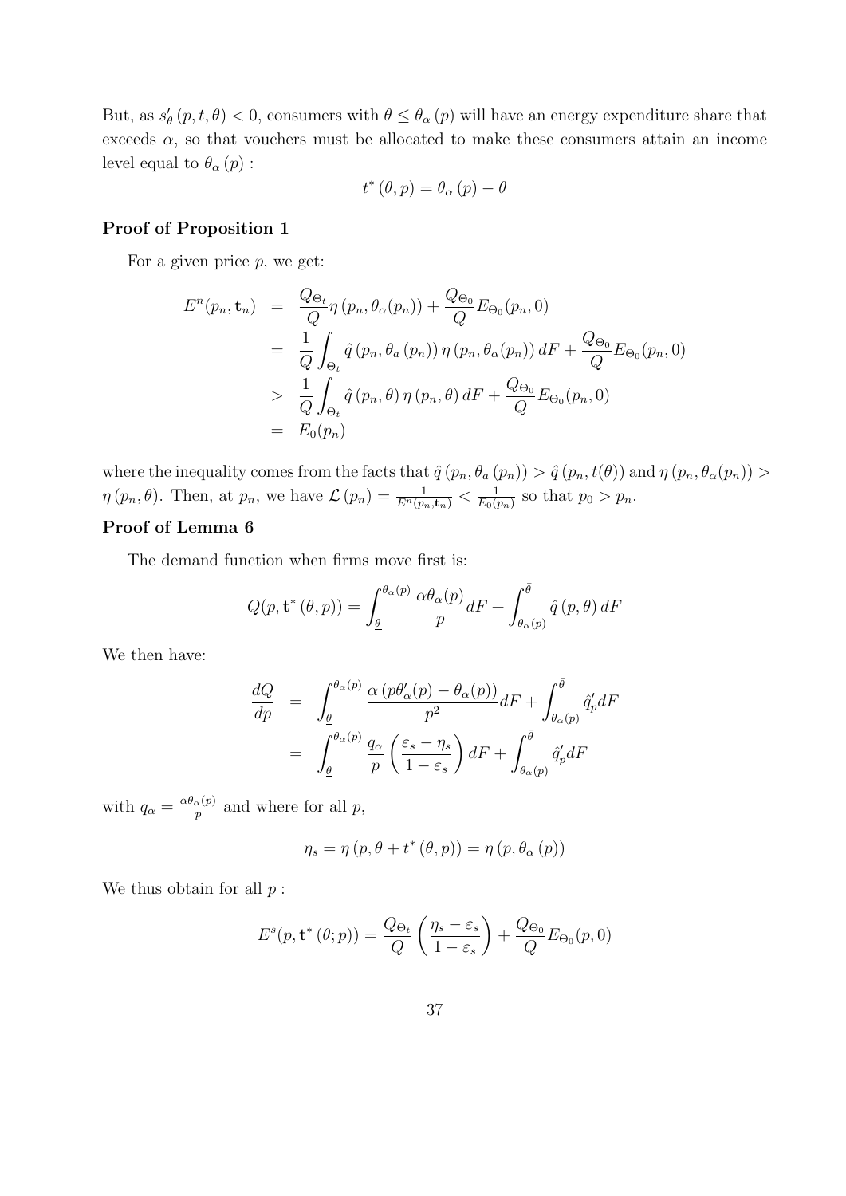But, as $s'_\theta(p,t,\theta) < 0$, consumers with $\theta \le \theta_\alpha(p)$ will have an energy expenditure share that exceeds $\alpha$, so that vouchers must be allocated to make these consumers attain an income level equal to $\theta_\alpha(p)$ :

$$t^*(\theta, p) = \theta_\alpha(p) - \theta$$

**Proof of Proposition 1**

For a given price $p$, we get:

$$\begin{aligned}
E^n(p_n, \mathbf{t}_n) &= \frac{Q_{\Theta_t}}{Q}\eta(p_n, \theta_\alpha(p_n)) + \frac{Q_{\Theta_0}}{Q}E_{\Theta_0}(p_n, 0) \\
&= \frac{1}{Q}\int_{\Theta_t} \hat{q}(p_n, \theta_a(p_n))\,\eta(p_n, \theta_\alpha(p_n))\,dF + \frac{Q_{\Theta_0}}{Q}E_{\Theta_0}(p_n, 0) \\
&> \frac{1}{Q}\int_{\Theta_t} \hat{q}(p_n, \theta)\,\eta(p_n, \theta)\,dF + \frac{Q_{\Theta_0}}{Q}E_{\Theta_0}(p_n, 0) \\
&= E_0(p_n)
\end{aligned}$$

where the inequality comes from the facts that $\hat{q}(p_n, \theta_a(p_n)) > \hat{q}(p_n, t(\theta))$ and $\eta(p_n, \theta_\alpha(p_n)) > \eta(p_n, \theta)$. Then, at $p_n$, we have $\mathcal{L}(p_n) = \frac{1}{E^n(p_n, \mathbf{t}_n)} < \frac{1}{E_0(p_n)}$ so that $p_0 > p_n$.

**Proof of Lemma 6**

The demand function when firms move first is:

$$Q(p, \mathbf{t}^*(\theta, p)) = \int_{\underline{\theta}}^{\theta_\alpha(p)} \frac{\alpha\theta_\alpha(p)}{p}dF + \int_{\theta_\alpha(p)}^{\bar{\theta}} \hat{q}(p, \theta)\,dF$$

We then have:

$$\begin{aligned}
\frac{dQ}{dp} &= \int_{\underline{\theta}}^{\theta_\alpha(p)} \frac{\alpha\left(p\theta'_\alpha(p) - \theta_\alpha(p)\right)}{p^2}dF + \int_{\theta_\alpha(p)}^{\bar{\theta}} \hat{q}'_p dF \\
&= \int_{\underline{\theta}}^{\theta_\alpha(p)} \frac{q_\alpha}{p}\left(\frac{\varepsilon_s - \eta_s}{1-\varepsilon_s}\right)dF + \int_{\theta_\alpha(p)}^{\bar{\theta}} \hat{q}'_p dF
\end{aligned}$$

with $q_\alpha = \frac{\alpha\theta_\alpha(p)}{p}$ and where for all $p$,

$$\eta_s = \eta(p, \theta + t^*(\theta, p)) = \eta(p, \theta_\alpha(p))$$

We thus obtain for all $p$ :

$$E^s(p, \mathbf{t}^*(\theta; p)) = \frac{Q_{\Theta_t}}{Q}\left(\frac{\eta_s - \varepsilon_s}{1-\varepsilon_s}\right) + \frac{Q_{\Theta_0}}{Q}E_{\Theta_0}(p, 0)$$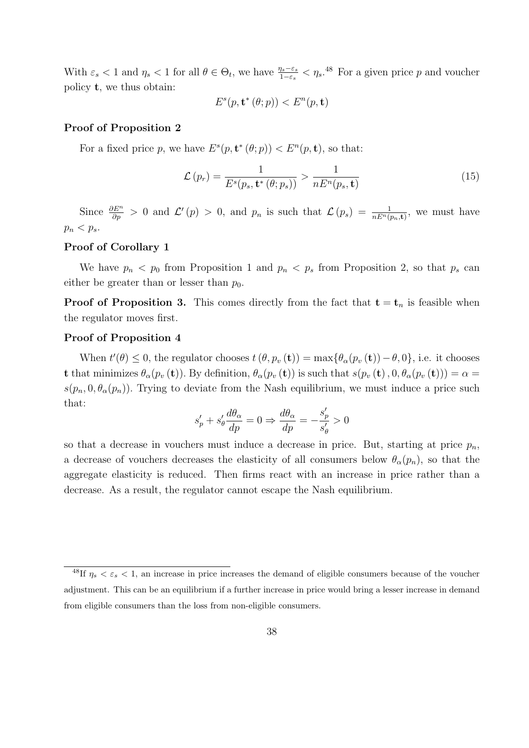With $\varepsilon_s < 1$ and $\eta_s < 1$ for all $\theta \in \Theta_t$, we have $\frac{\eta_s - \varepsilon_s}{1-\varepsilon_s} < \eta_s$.[48] For a given price $p$ and voucher policy $\mathbf{t}$, we thus obtain:

$$E^s(p, \mathbf{t}^*(\theta; p)) < E^n(p, \mathbf{t})$$

**Proof of Proposition 2**

For a fixed price $p$, we have $E^s(p, \mathbf{t}^*(\theta; p)) < E^n(p, \mathbf{t})$, so that:

$$\mathcal{L}(p_r) = \frac{1}{E^s(p_s, \mathbf{t}^*(\theta; p_s))} > \frac{1}{nE^n(p_s, \mathbf{t})} \tag{15}$$

Since $\frac{\partial E^n}{\partial p} > 0$ and $\mathcal{L}'(p) > 0$, and $p_n$ is such that $\mathcal{L}(p_s) = \frac{1}{nE^n(p_n, \mathbf{t})}$, we must have $p_n < p_s$.

**Proof of Corollary 1**

We have $p_n < p_0$ from Proposition 1 and $p_n < p_s$ from Proposition 2, so that $p_s$ can either be greater than or lesser than $p_0$.

**Proof of Proposition 3.** This comes directly from the fact that $\mathbf{t} = \mathbf{t}_n$ is feasible when the regulator moves first.

**Proof of Proposition 4**

When $t'(\theta) \leq 0$, the regulator chooses $t(\theta, p_v(\mathbf{t})) = \max\{\theta_\alpha(p_v(\mathbf{t})) - \theta, 0\}$, i.e. it chooses $\mathbf{t}$ that minimizes $\theta_\alpha(p_v(\mathbf{t}))$. By definition, $\theta_\alpha(p_v(\mathbf{t}))$ is such that $s(p_v(\mathbf{t}), 0, \theta_\alpha(p_v(\mathbf{t}))) = \alpha = s(p_n, 0, \theta_\alpha(p_n))$. Trying to deviate from the Nash equilibrium, we must induce a price such that:

$$s'_p + s'_\theta \frac{d\theta_\alpha}{dp} = 0 \Rightarrow \frac{d\theta_\alpha}{dp} = -\frac{s'_p}{s'_\theta} > 0$$

so that a decrease in vouchers must induce a decrease in price. But, starting at price $p_n$, a decrease of vouchers decreases the elasticity of all consumers below $\theta_\alpha(p_n)$, so that the aggregate elasticity is reduced. Then firms react with an increase in price rather than a decrease. As a result, the regulator cannot escape the Nash equilibrium.

[48] If $\eta_s < \varepsilon_s < 1$, an increase in price increases the demand of eligible consumers because of the voucher adjustment. This can be an equilibrium if a further increase in price would bring a lesser increase in demand from eligible consumers than the loss from non-eligible consumers.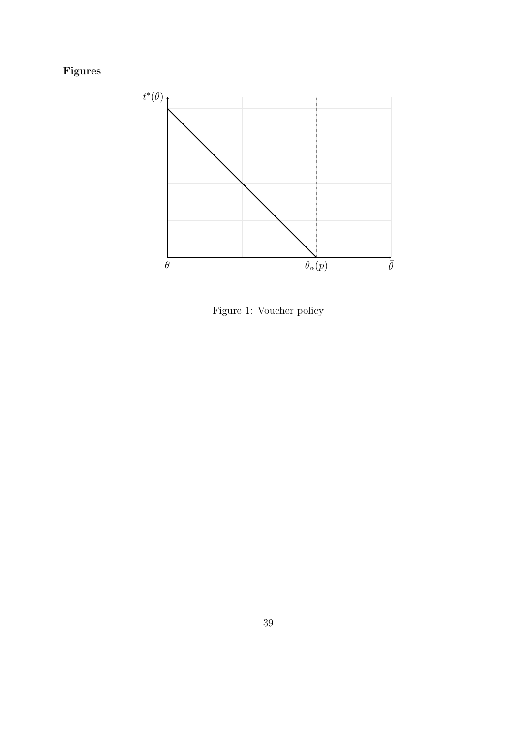**Figures**

Figure 1: Voucher policy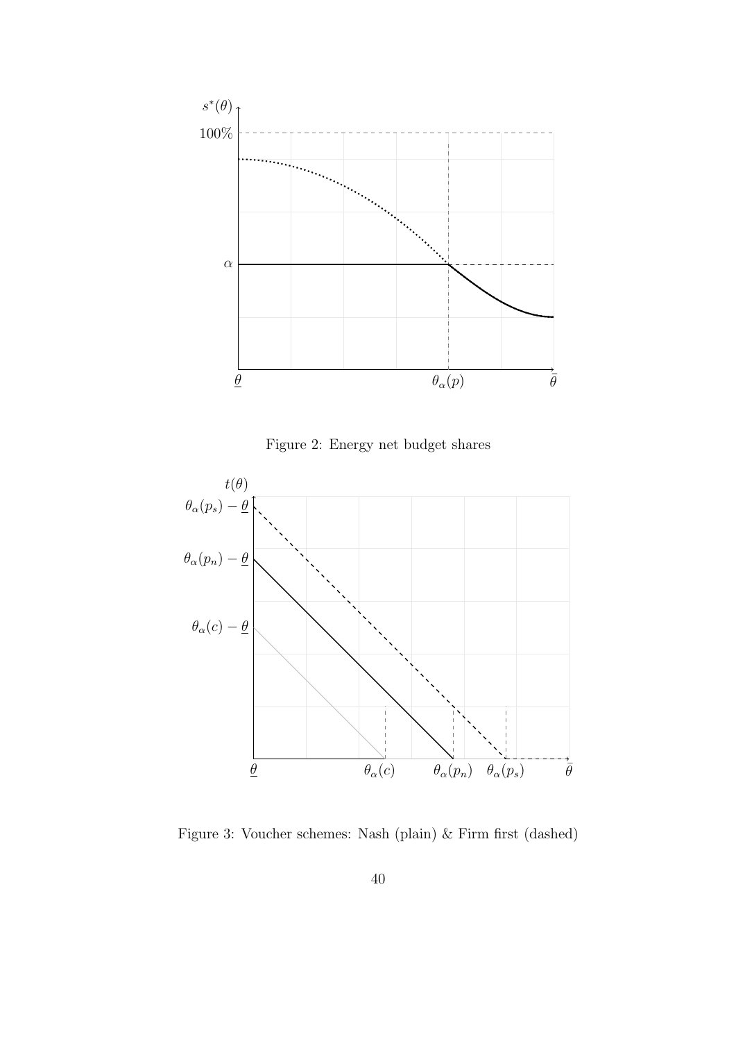Figure 2: Energy net budget shares

Figure 3: Voucher schemes: Nash (plain) & Firm first (dashed)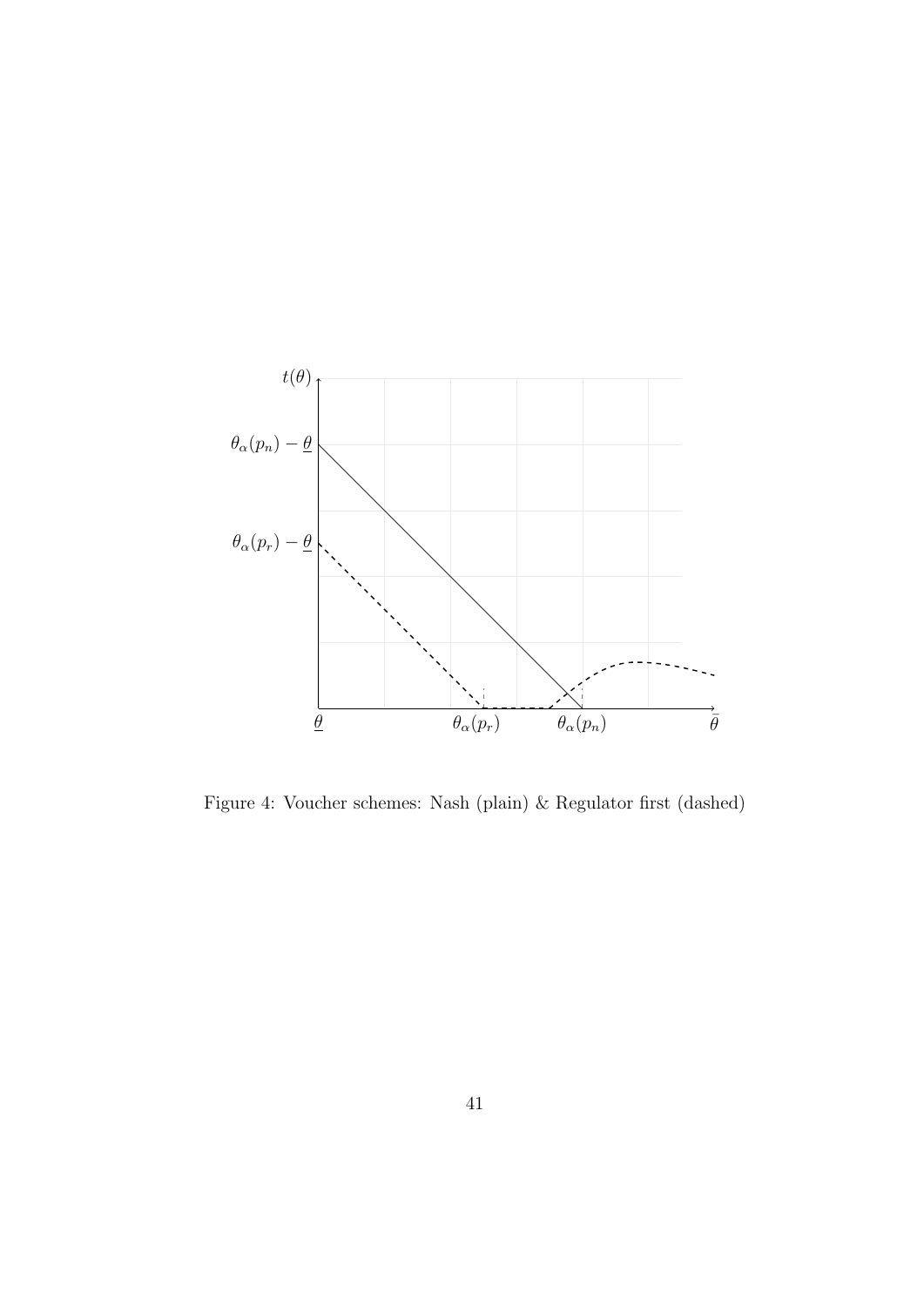$t(\theta)$

$\theta_\alpha(p_n) - \underline{\theta}$

$\theta_\alpha(p_r) - \underline{\theta}$

$\underline{\theta}$

$\theta_\alpha(p_r)$

$\theta_\alpha(p_n)$

$\bar{\theta}$

Figure 4: Voucher schemes: Nash (plain) & Regulator first (dashed)